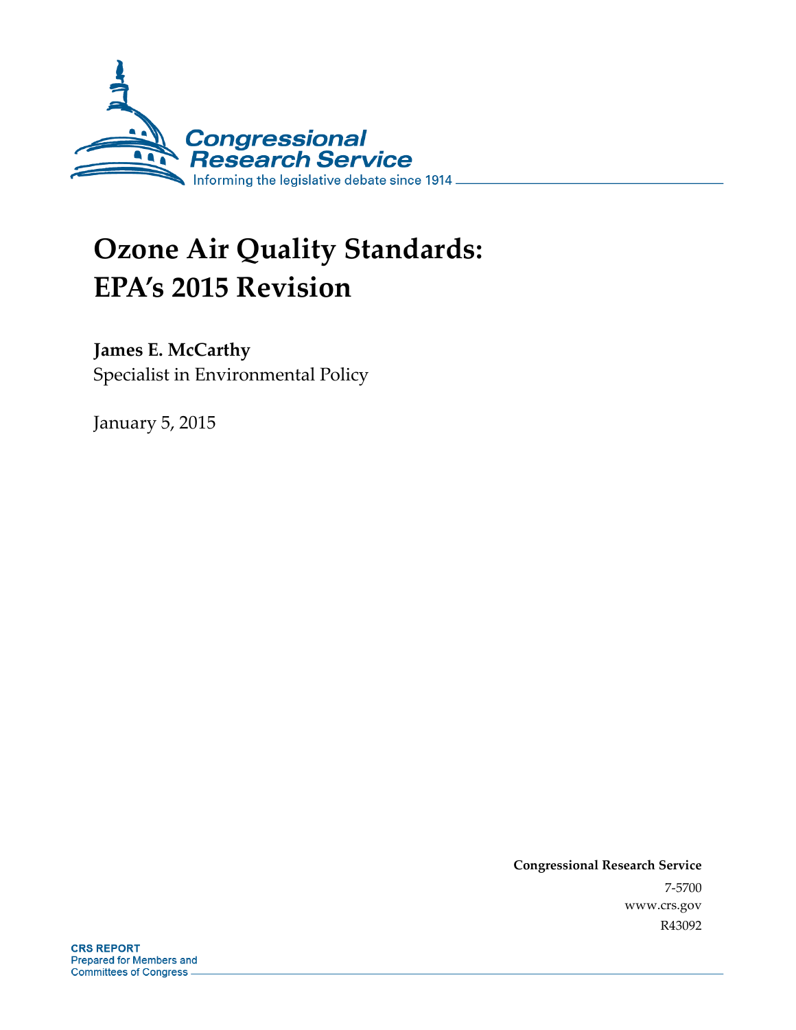Congressional Research Service

Informing the legislative debate since 1914

# Ozone Air Quality Standards: EPA's 2015 Revision

**James E. McCarthy**
Specialist in Environmental Policy

January 5, 2015

**Congressional Research Service**
7-5700
www.crs.gov
R43092

**CRS REPORT**
Prepared for Members and Committees of Congress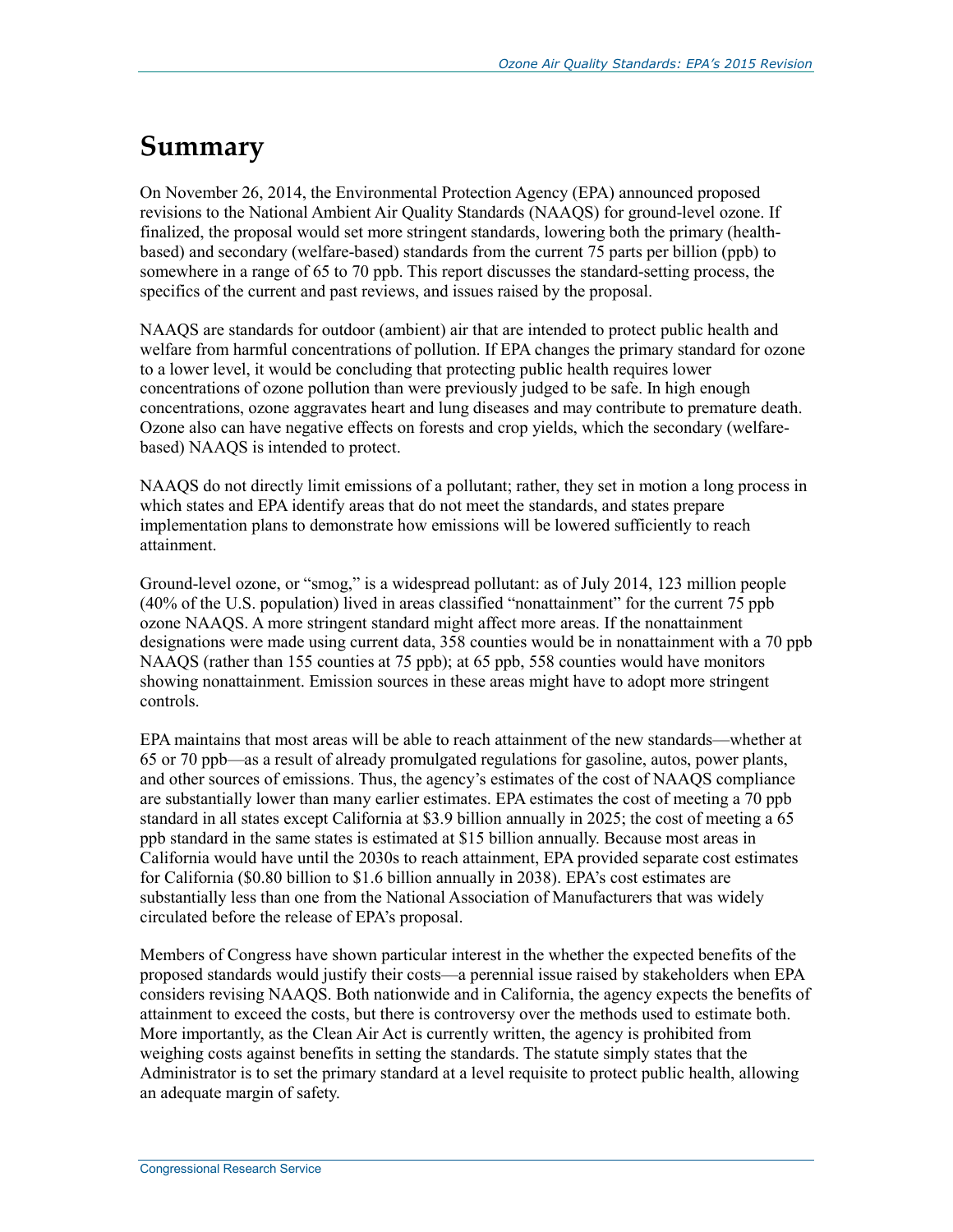# Summary

On November 26, 2014, the Environmental Protection Agency (EPA) announced proposed revisions to the National Ambient Air Quality Standards (NAAQS) for ground-level ozone. If finalized, the proposal would set more stringent standards, lowering both the primary (health-based) and secondary (welfare-based) standards from the current 75 parts per billion (ppb) to somewhere in a range of 65 to 70 ppb. This report discusses the standard-setting process, the specifics of the current and past reviews, and issues raised by the proposal.

NAAQS are standards for outdoor (ambient) air that are intended to protect public health and welfare from harmful concentrations of pollution. If EPA changes the primary standard for ozone to a lower level, it would be concluding that protecting public health requires lower concentrations of ozone pollution than were previously judged to be safe. In high enough concentrations, ozone aggravates heart and lung diseases and may contribute to premature death. Ozone also can have negative effects on forests and crop yields, which the secondary (welfare-based) NAAQS is intended to protect.

NAAQS do not directly limit emissions of a pollutant; rather, they set in motion a long process in which states and EPA identify areas that do not meet the standards, and states prepare implementation plans to demonstrate how emissions will be lowered sufficiently to reach attainment.

Ground-level ozone, or "smog," is a widespread pollutant: as of July 2014, 123 million people (40% of the U.S. population) lived in areas classified "nonattainment" for the current 75 ppb ozone NAAQS. A more stringent standard might affect more areas. If the nonattainment designations were made using current data, 358 counties would be in nonattainment with a 70 ppb NAAQS (rather than 155 counties at 75 ppb); at 65 ppb, 558 counties would have monitors showing nonattainment. Emission sources in these areas might have to adopt more stringent controls.

EPA maintains that most areas will be able to reach attainment of the new standards—whether at 65 or 70 ppb—as a result of already promulgated regulations for gasoline, autos, power plants, and other sources of emissions. Thus, the agency's estimates of the cost of NAAQS compliance are substantially lower than many earlier estimates. EPA estimates the cost of meeting a 70 ppb standard in all states except California at $3.9 billion annually in 2025; the cost of meeting a 65 ppb standard in the same states is estimated at $15 billion annually. Because most areas in California would have until the 2030s to reach attainment, EPA provided separate cost estimates for California ($0.80 billion to $1.6 billion annually in 2038). EPA's cost estimates are substantially less than one from the National Association of Manufacturers that was widely circulated before the release of EPA's proposal.

Members of Congress have shown particular interest in the whether the expected benefits of the proposed standards would justify their costs—a perennial issue raised by stakeholders when EPA considers revising NAAQS. Both nationwide and in California, the agency expects the benefits of attainment to exceed the costs, but there is controversy over the methods used to estimate both. More importantly, as the Clean Air Act is currently written, the agency is prohibited from weighing costs against benefits in setting the standards. The statute simply states that the Administrator is to set the primary standard at a level requisite to protect public health, allowing an adequate margin of safety.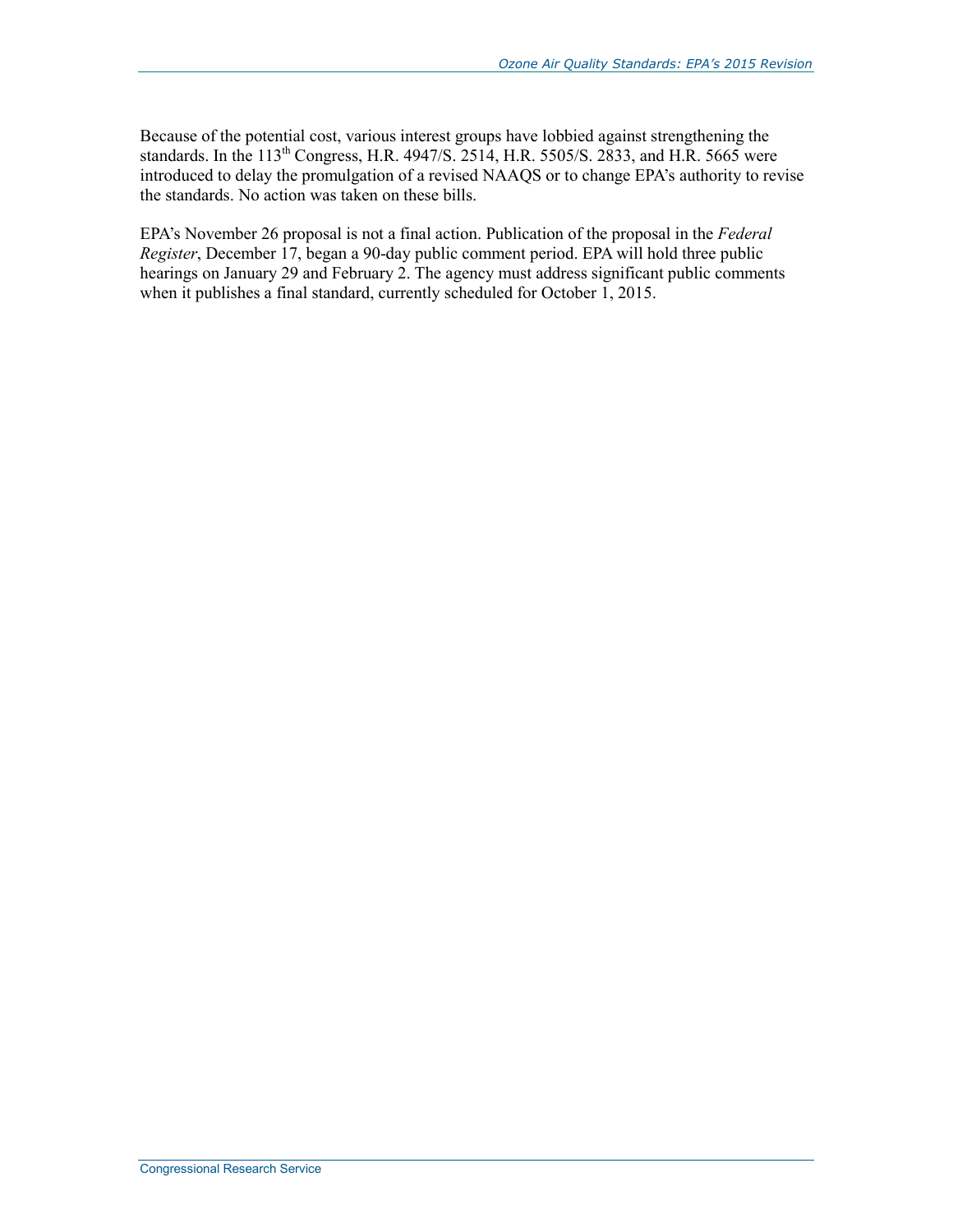Because of the potential cost, various interest groups have lobbied against strengthening the standards. In the 113th Congress, H.R. 4947/S. 2514, H.R. 5505/S. 2833, and H.R. 5665 were introduced to delay the promulgation of a revised NAAQS or to change EPA's authority to revise the standards. No action was taken on these bills.

EPA's November 26 proposal is not a final action. Publication of the proposal in the *Federal Register*, December 17, began a 90-day public comment period. EPA will hold three public hearings on January 29 and February 2. The agency must address significant public comments when it publishes a final standard, currently scheduled for October 1, 2015.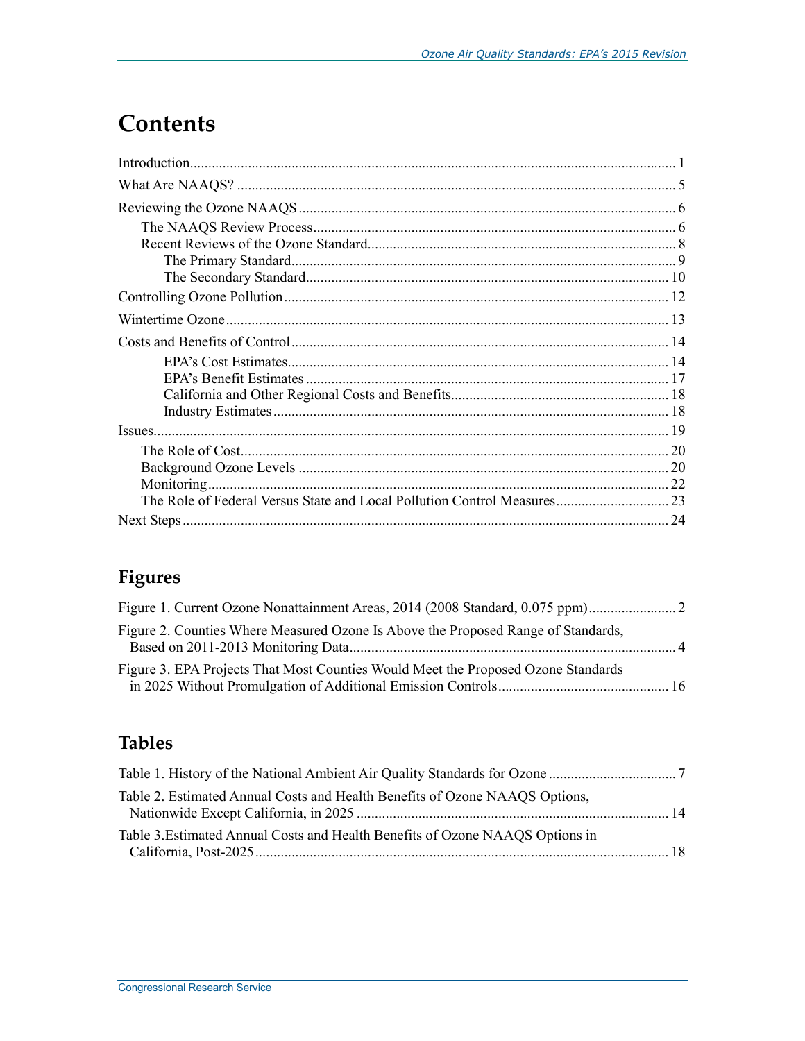# Contents

Introduction .......................................................................................................................... 1

What Are NAAQS? ................................................................................................................ 5

Reviewing the Ozone NAAQS ............................................................................................... 6

- The NAAQS Review Process ............................................................................................ 6
- Recent Reviews of the Ozone Standard ............................................................................ 8
    - The Primary Standard ................................................................................................. 9
    - The Secondary Standard ............................................................................................ 10

Controlling Ozone Pollution ................................................................................................ 12

Wintertime Ozone ............................................................................................................... 13

Costs and Benefits of Control .............................................................................................. 14

- EPA's Cost Estimates ....................................................................................................... 14
- EPA's Benefit Estimates ................................................................................................... 17
- California and Other Regional Costs and Benefits ........................................................... 18
- Industry Estimates ............................................................................................................ 18

Issues .................................................................................................................................... 19

- The Role of Cost ............................................................................................................... 20
- Background Ozone Levels ............................................................................................... 20
- Monitoring ....................................................................................................................... 22
- The Role of Federal Versus State and Local Pollution Control Measures ....................... 23

Next Steps ............................................................................................................................. 24

## Figures

Figure 1. Current Ozone Nonattainment Areas, 2014 (2008 Standard, 0.075 ppm) ........................ 2

Figure 2. Counties Where Measured Ozone Is Above the Proposed Range of Standards, Based on 2011-2013 Monitoring Data ........................................................................................ 4

Figure 3. EPA Projects That Most Counties Would Meet the Proposed Ozone Standards in 2025 Without Promulgation of Additional Emission Controls ............................................. 16

## Tables

Table 1. History of the National Ambient Air Quality Standards for Ozone .................................. 7

Table 2. Estimated Annual Costs and Health Benefits of Ozone NAAQS Options, Nationwide Except California, in 2025 ..................................................................................... 14

Table 3.Estimated Annual Costs and Health Benefits of Ozone NAAQS Options in California, Post-2025 ................................................................................................................ 18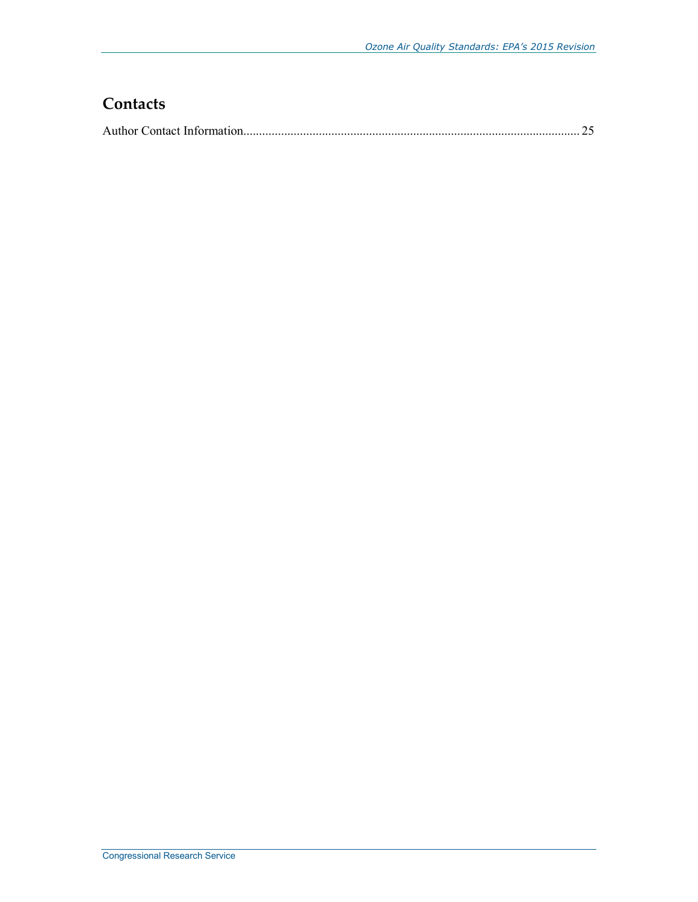## Contacts

Author Contact Information........................................................................................................... 25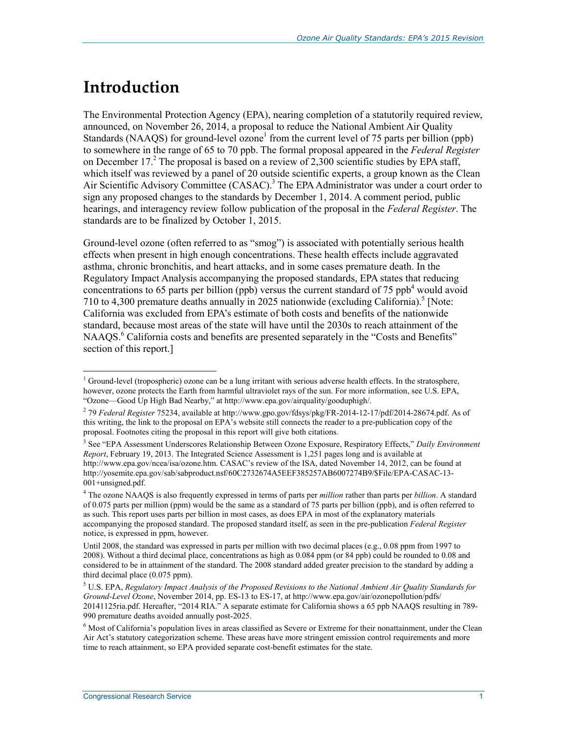# Introduction

The Environmental Protection Agency (EPA), nearing completion of a statutorily required review, announced, on November 26, 2014, a proposal to reduce the National Ambient Air Quality Standards (NAAQS) for ground-level ozone[1] from the current level of 75 parts per billion (ppb) to somewhere in the range of 65 to 70 ppb. The formal proposal appeared in the *Federal Register* on December 17.[2] The proposal is based on a review of 2,300 scientific studies by EPA staff, which itself was reviewed by a panel of 20 outside scientific experts, a group known as the Clean Air Scientific Advisory Committee (CASAC).[3] The EPA Administrator was under a court order to sign any proposed changes to the standards by December 1, 2014. A comment period, public hearings, and interagency review follow publication of the proposal in the *Federal Register*. The standards are to be finalized by October 1, 2015.

Ground-level ozone (often referred to as "smog") is associated with potentially serious health effects when present in high enough concentrations. These health effects include aggravated asthma, chronic bronchitis, and heart attacks, and in some cases premature death. In the Regulatory Impact Analysis accompanying the proposed standards, EPA states that reducing concentrations to 65 parts per billion (ppb) versus the current standard of 75 ppb[4] would avoid 710 to 4,300 premature deaths annually in 2025 nationwide (excluding California).[5] [Note: California was excluded from EPA's estimate of both costs and benefits of the nationwide standard, because most areas of the state will have until the 2030s to reach attainment of the NAAQS.[6] California costs and benefits are presented separately in the "Costs and Benefits" section of this report.]

---

[1] Ground-level (tropospheric) ozone can be a lung irritant with serious adverse health effects. In the stratosphere, however, ozone protects the Earth from harmful ultraviolet rays of the sun. For more information, see U.S. EPA, "Ozone—Good Up High Bad Nearby," at http://www.epa.gov/airquality/gooduphigh/.

[2] 79 *Federal Register* 75234, available at http://www.gpo.gov/fdsys/pkg/FR-2014-12-17/pdf/2014-28674.pdf. As of this writing, the link to the proposal on EPA's website still connects the reader to a pre-publication copy of the proposal. Footnotes citing the proposal in this report will give both citations.

[3] See "EPA Assessment Underscores Relationship Between Ozone Exposure, Respiratory Effects," *Daily Environment Report*, February 19, 2013. The Integrated Science Assessment is 1,251 pages long and is available at http://www.epa.gov/ncea/isa/ozone.htm. CASAC's review of the ISA, dated November 14, 2012, can be found at http://yosemite.epa.gov/sab/sabproduct.nsf/60C2732674A5EEF385257AB6007274B9/$File/EPA-CASAC-13-001+unsigned.pdf.

[4] The ozone NAAQS is also frequently expressed in terms of parts per *million* rather than parts per *billion*. A standard of 0.075 parts per million (ppm) would be the same as a standard of 75 parts per billion (ppb), and is often referred to as such. This report uses parts per billion in most cases, as does EPA in most of the explanatory materials accompanying the proposed standard. The proposed standard itself, as seen in the pre-publication *Federal Register* notice, is expressed in ppm, however.

Until 2008, the standard was expressed in parts per million with two decimal places (e.g., 0.08 ppm from 1997 to 2008). Without a third decimal place, concentrations as high as 0.084 ppm (or 84 ppb) could be rounded to 0.08 and considered to be in attainment of the standard. The 2008 standard added greater precision to the standard by adding a third decimal place (0.075 ppm).

[5] U.S. EPA, *Regulatory Impact Analysis of the Proposed Revisions to the National Ambient Air Quality Standards for Ground-Level Ozone*, November 2014, pp. ES-13 to ES-17, at http://www.epa.gov/air/ozonepollution/pdfs/20141125ria.pdf. Hereafter, "2014 RIA." A separate estimate for California shows a 65 ppb NAAQS resulting in 789-990 premature deaths avoided annually post-2025.

[6] Most of California's population lives in areas classified as Severe or Extreme for their nonattainment, under the Clean Air Act's statutory categorization scheme. These areas have more stringent emission control requirements and more time to reach attainment, so EPA provided separate cost-benefit estimates for the state.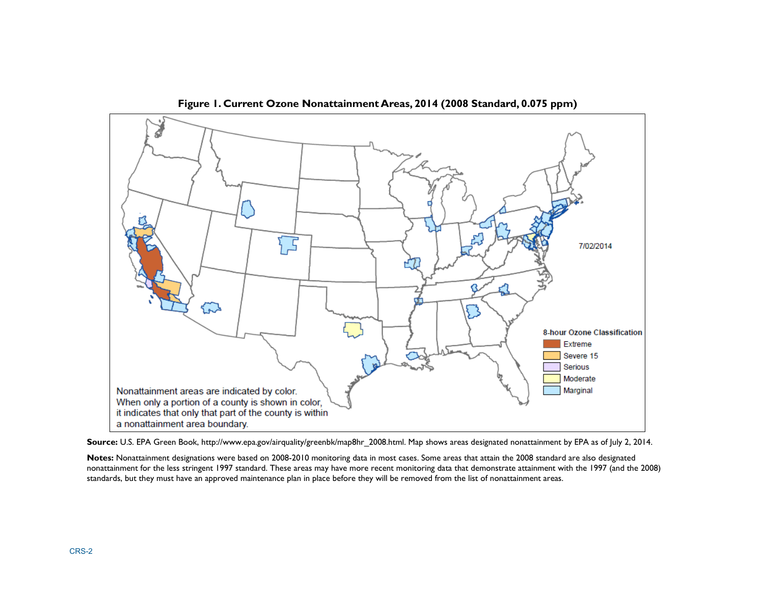**Figure 1. Current Ozone Nonattainment Areas, 2014 (2008 Standard, 0.075 ppm)**

**Source:** U.S. EPA Green Book, http://www.epa.gov/airquality/greenbk/map8hr_2008.html. Map shows areas designated nonattainment by EPA as of July 2, 2014.

**Notes:** Nonattainment designations were based on 2008-2010 monitoring data in most cases. Some areas that attain the 2008 standard are also designated nonattainment for the less stringent 1997 standard. These areas may have more recent monitoring data that demonstrate attainment with the 1997 (and the 2008) standards, but they must have an approved maintenance plan in place before they will be removed from the list of nonattainment areas.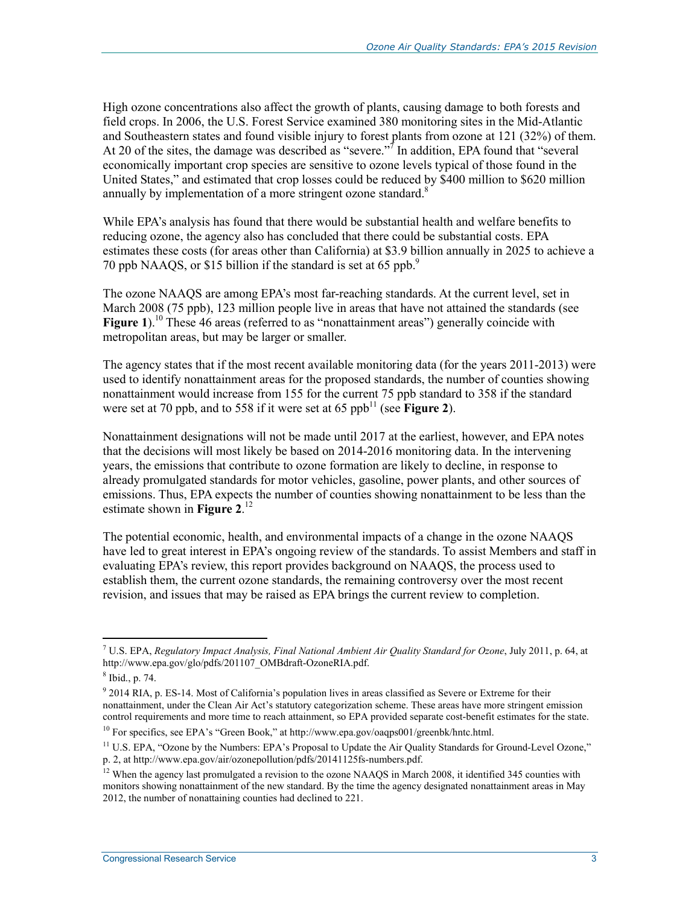High ozone concentrations also affect the growth of plants, causing damage to both forests and field crops. In 2006, the U.S. Forest Service examined 380 monitoring sites in the Mid-Atlantic and Southeastern states and found visible injury to forest plants from ozone at 121 (32%) of them. At 20 of the sites, the damage was described as "severe."[7] In addition, EPA found that "several economically important crop species are sensitive to ozone levels typical of those found in the United States," and estimated that crop losses could be reduced by $400 million to $620 million annually by implementation of a more stringent ozone standard.[8]

While EPA's analysis has found that there would be substantial health and welfare benefits to reducing ozone, the agency also has concluded that there could be substantial costs. EPA estimates these costs (for areas other than California) at $3.9 billion annually in 2025 to achieve a 70 ppb NAAQS, or $15 billion if the standard is set at 65 ppb.[9]

The ozone NAAQS are among EPA's most far-reaching standards. At the current level, set in March 2008 (75 ppb), 123 million people live in areas that have not attained the standards (see **Figure 1**).[10] These 46 areas (referred to as "nonattainment areas") generally coincide with metropolitan areas, but may be larger or smaller.

The agency states that if the most recent available monitoring data (for the years 2011-2013) were used to identify nonattainment areas for the proposed standards, the number of counties showing nonattainment would increase from 155 for the current 75 ppb standard to 358 if the standard were set at 70 ppb, and to 558 if it were set at 65 ppb[11] (see **Figure 2**).

Nonattainment designations will not be made until 2017 at the earliest, however, and EPA notes that the decisions will most likely be based on 2014-2016 monitoring data. In the intervening years, the emissions that contribute to ozone formation are likely to decline, in response to already promulgated standards for motor vehicles, gasoline, power plants, and other sources of emissions. Thus, EPA expects the number of counties showing nonattainment to be less than the estimate shown in **Figure 2**.[12]

The potential economic, health, and environmental impacts of a change in the ozone NAAQS have led to great interest in EPA's ongoing review of the standards. To assist Members and staff in evaluating EPA's review, this report provides background on NAAQS, the process used to establish them, the current ozone standards, the remaining controversy over the most recent revision, and issues that may be raised as EPA brings the current review to completion.

---

[7] U.S. EPA, *Regulatory Impact Analysis, Final National Ambient Air Quality Standard for Ozone*, July 2011, p. 64, at http://www.epa.gov/glo/pdfs/201107_OMBdraft-OzoneRIA.pdf.

[8] Ibid., p. 74.

[9] 2014 RIA, p. ES-14. Most of California's population lives in areas classified as Severe or Extreme for their nonattainment, under the Clean Air Act's statutory categorization scheme. These areas have more stringent emission control requirements and more time to reach attainment, so EPA provided separate cost-benefit estimates for the state.

[10] For specifics, see EPA's "Green Book," at http://www.epa.gov/oaqps001/greenbk/hntc.html.

[11] U.S. EPA, "Ozone by the Numbers: EPA's Proposal to Update the Air Quality Standards for Ground-Level Ozone," p. 2, at http://www.epa.gov/air/ozonepollution/pdfs/20141125fs-numbers.pdf.

[12] When the agency last promulgated a revision to the ozone NAAQS in March 2008, it identified 345 counties with monitors showing nonattainment of the new standard. By the time the agency designated nonattainment areas in May 2012, the number of nonattaining counties had declined to 221.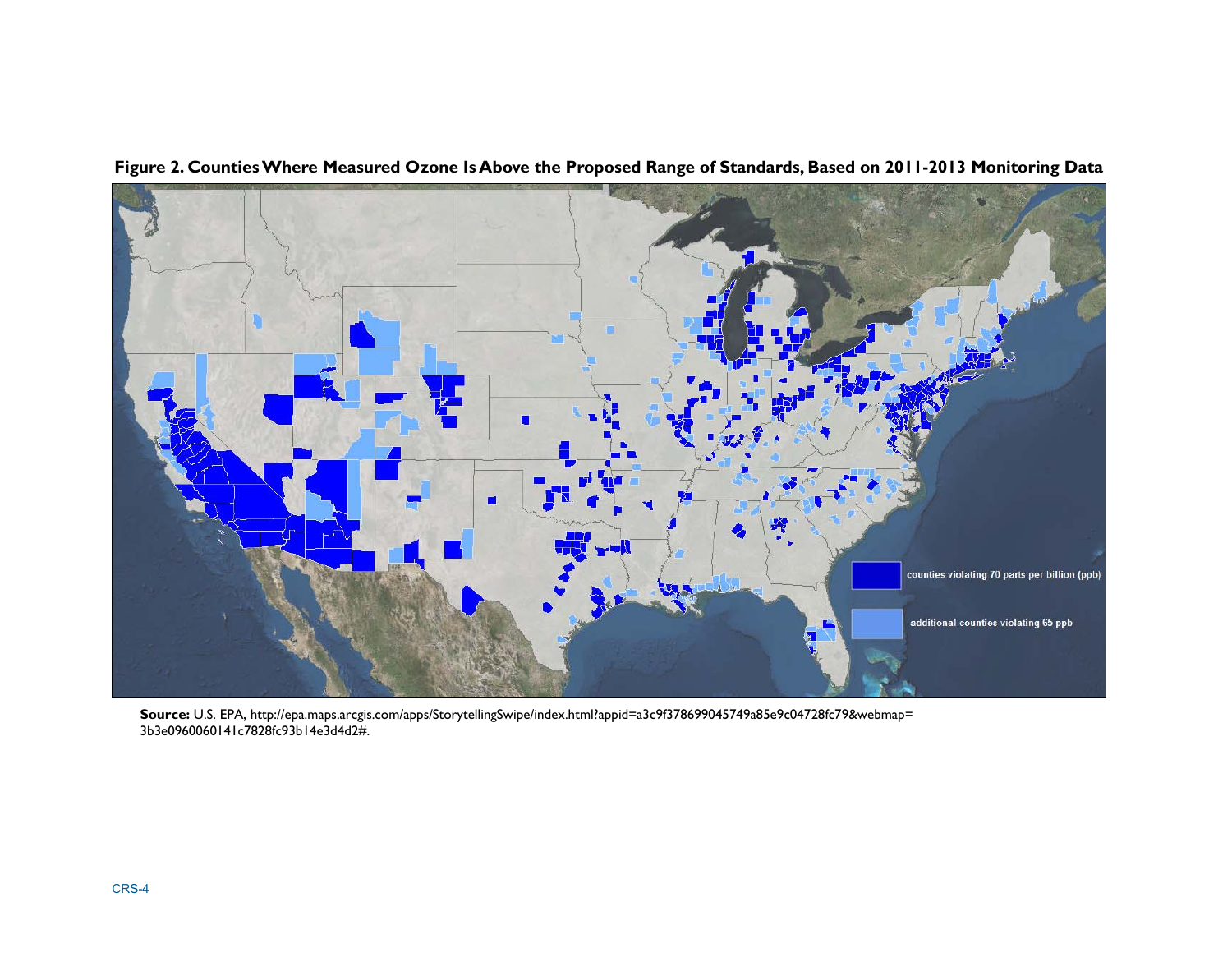**Figure 2. Counties Where Measured Ozone Is Above the Proposed Range of Standards, Based on 2011-2013 Monitoring Data**

counties violating 70 parts per billion (ppb)

additional counties violating 65 ppb

**Source:** U.S. EPA, http://epa.maps.arcgis.com/apps/StorytellingSwipe/index.html?appid=a3c9f378699045749a85e9c04728fc79&webmap=3b3e0960060141c7828fc93b14e3d4d2#.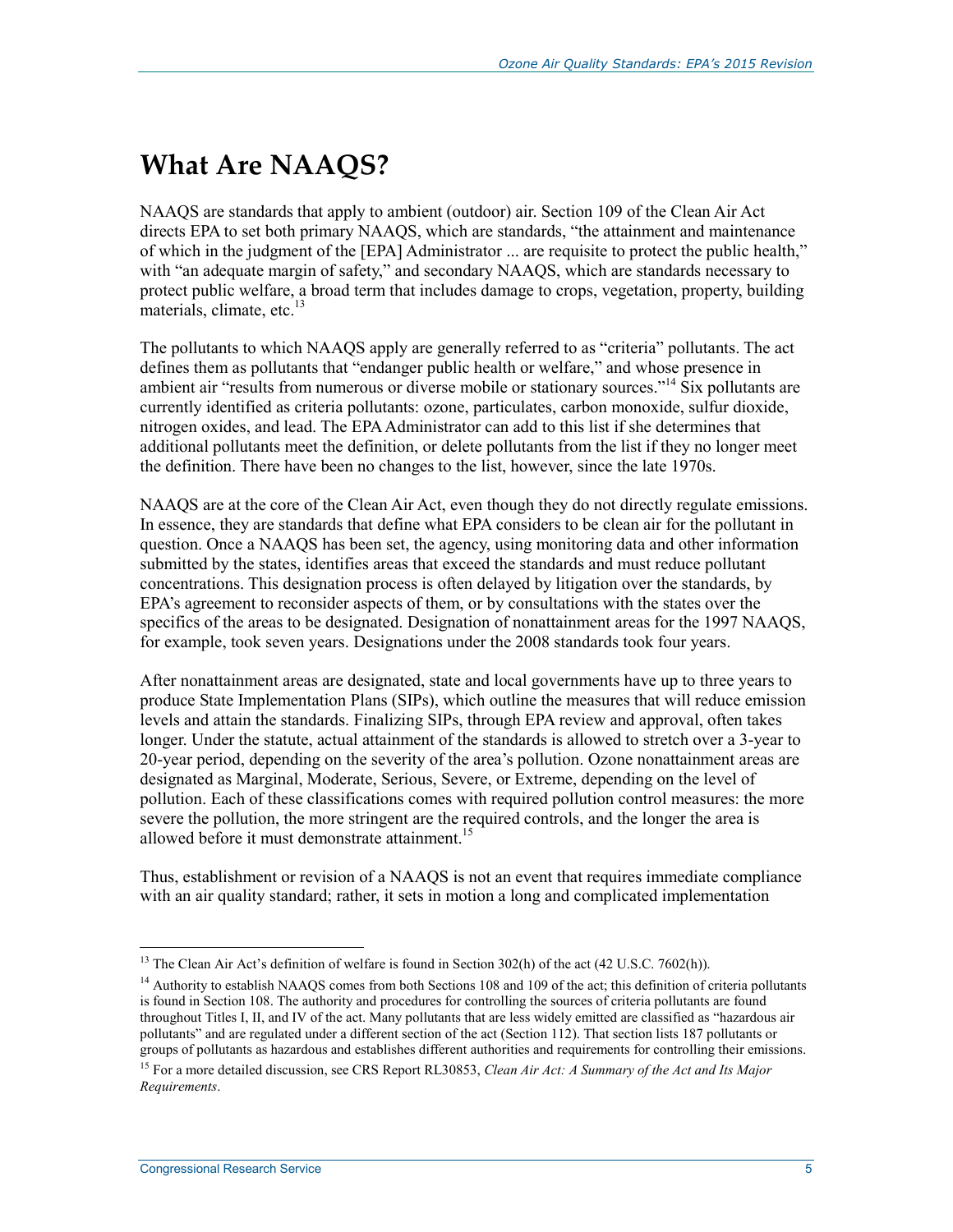# What Are NAAQS?

NAAQS are standards that apply to ambient (outdoor) air. Section 109 of the Clean Air Act directs EPA to set both primary NAAQS, which are standards, "the attainment and maintenance of which in the judgment of the [EPA] Administrator ... are requisite to protect the public health," with "an adequate margin of safety," and secondary NAAQS, which are standards necessary to protect public welfare, a broad term that includes damage to crops, vegetation, property, building materials, climate, etc.[13]

The pollutants to which NAAQS apply are generally referred to as "criteria" pollutants. The act defines them as pollutants that "endanger public health or welfare," and whose presence in ambient air "results from numerous or diverse mobile or stationary sources."[14] Six pollutants are currently identified as criteria pollutants: ozone, particulates, carbon monoxide, sulfur dioxide, nitrogen oxides, and lead. The EPA Administrator can add to this list if she determines that additional pollutants meet the definition, or delete pollutants from the list if they no longer meet the definition. There have been no changes to the list, however, since the late 1970s.

NAAQS are at the core of the Clean Air Act, even though they do not directly regulate emissions. In essence, they are standards that define what EPA considers to be clean air for the pollutant in question. Once a NAAQS has been set, the agency, using monitoring data and other information submitted by the states, identifies areas that exceed the standards and must reduce pollutant concentrations. This designation process is often delayed by litigation over the standards, by EPA's agreement to reconsider aspects of them, or by consultations with the states over the specifics of the areas to be designated. Designation of nonattainment areas for the 1997 NAAQS, for example, took seven years. Designations under the 2008 standards took four years.

After nonattainment areas are designated, state and local governments have up to three years to produce State Implementation Plans (SIPs), which outline the measures that will reduce emission levels and attain the standards. Finalizing SIPs, through EPA review and approval, often takes longer. Under the statute, actual attainment of the standards is allowed to stretch over a 3-year to 20-year period, depending on the severity of the area's pollution. Ozone nonattainment areas are designated as Marginal, Moderate, Serious, Severe, or Extreme, depending on the level of pollution. Each of these classifications comes with required pollution control measures: the more severe the pollution, the more stringent are the required controls, and the longer the area is allowed before it must demonstrate attainment.[15]

Thus, establishment or revision of a NAAQS is not an event that requires immediate compliance with an air quality standard; rather, it sets in motion a long and complicated implementation

---

[13] The Clean Air Act's definition of welfare is found in Section 302(h) of the act (42 U.S.C. 7602(h)).

[14] Authority to establish NAAQS comes from both Sections 108 and 109 of the act; this definition of criteria pollutants is found in Section 108. The authority and procedures for controlling the sources of criteria pollutants are found throughout Titles I, II, and IV of the act. Many pollutants that are less widely emitted are classified as "hazardous air pollutants" and are regulated under a different section of the act (Section 112). That section lists 187 pollutants or groups of pollutants as hazardous and establishes different authorities and requirements for controlling their emissions.

[15] For a more detailed discussion, see CRS Report RL30853, *Clean Air Act: A Summary of the Act and Its Major Requirements*.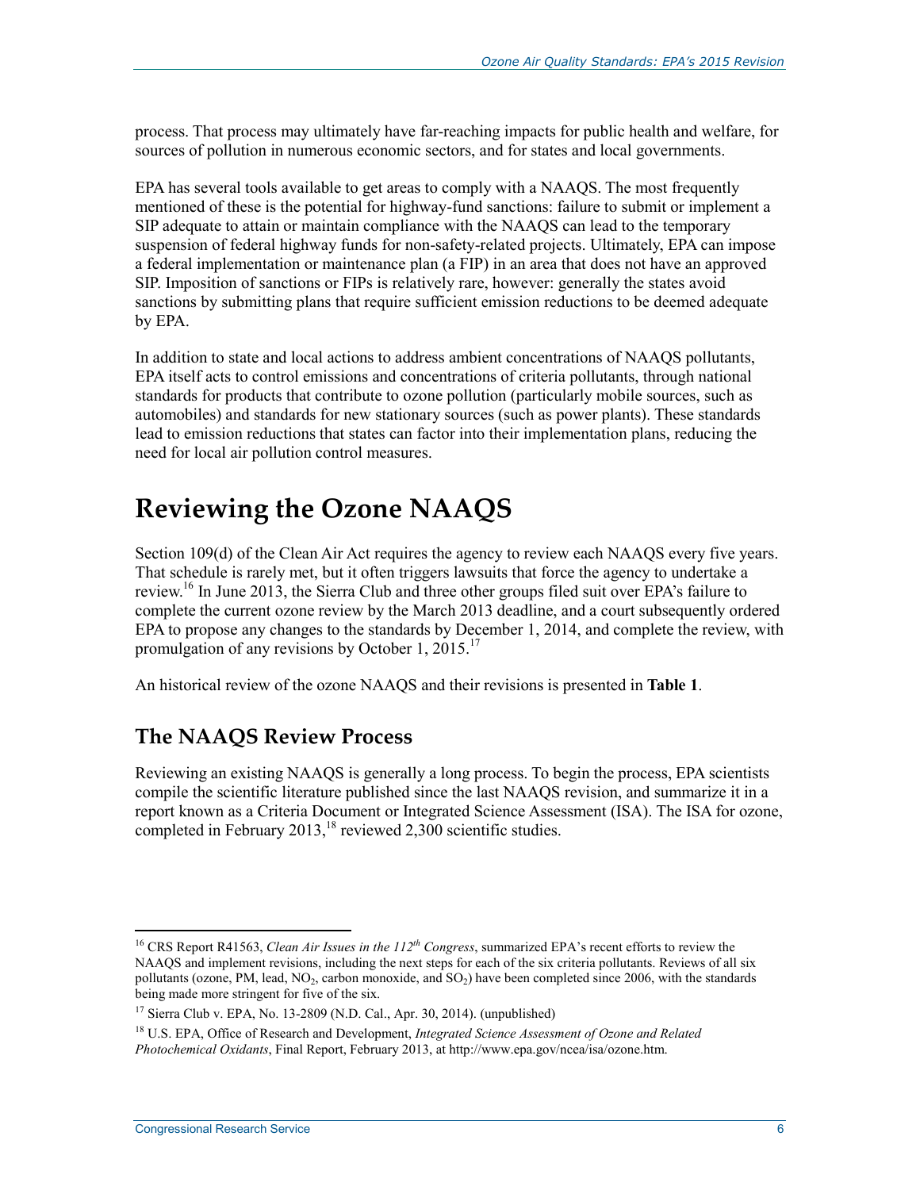process. That process may ultimately have far-reaching impacts for public health and welfare, for sources of pollution in numerous economic sectors, and for states and local governments.

EPA has several tools available to get areas to comply with a NAAQS. The most frequently mentioned of these is the potential for highway-fund sanctions: failure to submit or implement a SIP adequate to attain or maintain compliance with the NAAQS can lead to the temporary suspension of federal highway funds for non-safety-related projects. Ultimately, EPA can impose a federal implementation or maintenance plan (a FIP) in an area that does not have an approved SIP. Imposition of sanctions or FIPs is relatively rare, however: generally the states avoid sanctions by submitting plans that require sufficient emission reductions to be deemed adequate by EPA.

In addition to state and local actions to address ambient concentrations of NAAQS pollutants, EPA itself acts to control emissions and concentrations of criteria pollutants, through national standards for products that contribute to ozone pollution (particularly mobile sources, such as automobiles) and standards for new stationary sources (such as power plants). These standards lead to emission reductions that states can factor into their implementation plans, reducing the need for local air pollution control measures.

# Reviewing the Ozone NAAQS

Section 109(d) of the Clean Air Act requires the agency to review each NAAQS every five years. That schedule is rarely met, but it often triggers lawsuits that force the agency to undertake a review.[16] In June 2013, the Sierra Club and three other groups filed suit over EPA's failure to complete the current ozone review by the March 2013 deadline, and a court subsequently ordered EPA to propose any changes to the standards by December 1, 2014, and complete the review, with promulgation of any revisions by October 1, 2015.[17]

An historical review of the ozone NAAQS and their revisions is presented in **Table 1**.

## The NAAQS Review Process

Reviewing an existing NAAQS is generally a long process. To begin the process, EPA scientists compile the scientific literature published since the last NAAQS revision, and summarize it in a report known as a Criteria Document or Integrated Science Assessment (ISA). The ISA for ozone, completed in February 2013,[18] reviewed 2,300 scientific studies.

---

[16] CRS Report R41563, *Clean Air Issues in the 112th Congress*, summarized EPA's recent efforts to review the NAAQS and implement revisions, including the next steps for each of the six criteria pollutants. Reviews of all six pollutants (ozone, PM, lead, $NO_2$, carbon monoxide, and $SO_2$) have been completed since 2006, with the standards being made more stringent for five of the six.

[17] Sierra Club v. EPA, No. 13-2809 (N.D. Cal., Apr. 30, 2014). (unpublished)

[18] U.S. EPA, Office of Research and Development, *Integrated Science Assessment of Ozone and Related Photochemical Oxidants*, Final Report, February 2013, at http://www.epa.gov/ncea/isa/ozone.htm.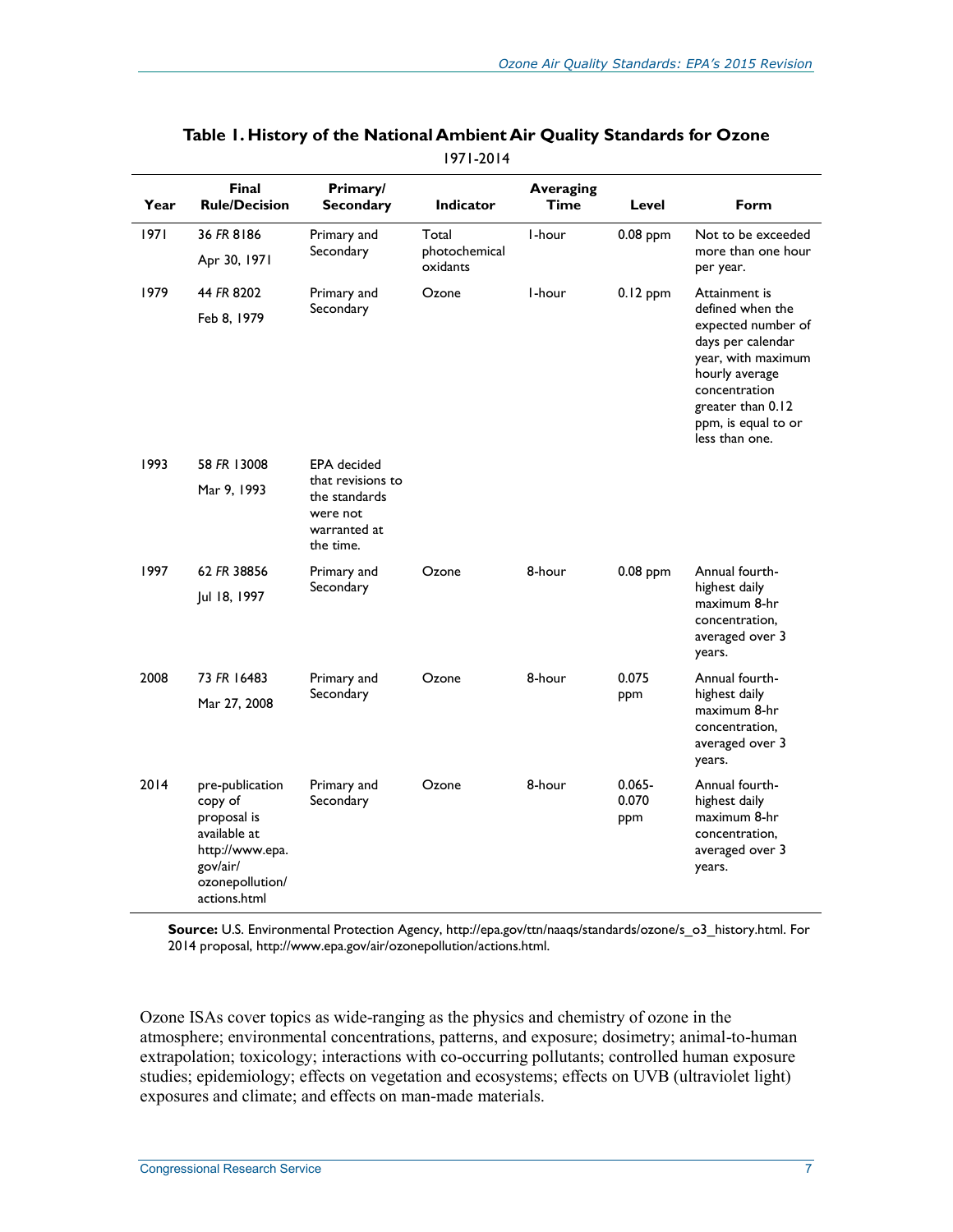**Table 1. History of the National Ambient Air Quality Standards for Ozone**

1971-2014

| Year | Final Rule/Decision | Primary/ Secondary | Indicator | Averaging Time | Level | Form |
|---|---|---|---|---|---|---|
| 1971 | 36 *FR* 8186 Apr 30, 1971 | Primary and Secondary | Total photochemical oxidants | 1-hour | 0.08 ppm | Not to be exceeded more than one hour per year. |
| 1979 | 44 *FR* 8202 Feb 8, 1979 | Primary and Secondary | Ozone | 1-hour | 0.12 ppm | Attainment is defined when the expected number of days per calendar year, with maximum hourly average concentration greater than 0.12 ppm, is equal to or less than one. |
| 1993 | 58 *FR* 13008 Mar 9, 1993 | EPA decided that revisions to the standards were not warranted at the time. | | | | |
| 1997 | 62 *FR* 38856 Jul 18, 1997 | Primary and Secondary | Ozone | 8-hour | 0.08 ppm | Annual fourth-highest daily maximum 8-hr concentration, averaged over 3 years. |
| 2008 | 73 *FR* 16483 Mar 27, 2008 | Primary and Secondary | Ozone | 8-hour | 0.075 ppm | Annual fourth-highest daily maximum 8-hr concentration, averaged over 3 years. |
| 2014 | pre-publication copy of proposal is available at http://www.epa.gov/air/ozonepollution/actions.html | Primary and Secondary | Ozone | 8-hour | 0.065-0.070 ppm | Annual fourth-highest daily maximum 8-hr concentration, averaged over 3 years. |

**Source:** U.S. Environmental Protection Agency, http://epa.gov/ttn/naaqs/standards/ozone/s_o3_history.html. For 2014 proposal, http://www.epa.gov/air/ozonepollution/actions.html.

Ozone ISAs cover topics as wide-ranging as the physics and chemistry of ozone in the atmosphere; environmental concentrations, patterns, and exposure; dosimetry; animal-to-human extrapolation; toxicology; interactions with co-occurring pollutants; controlled human exposure studies; epidemiology; effects on vegetation and ecosystems; effects on UVB (ultraviolet light) exposures and climate; and effects on man-made materials.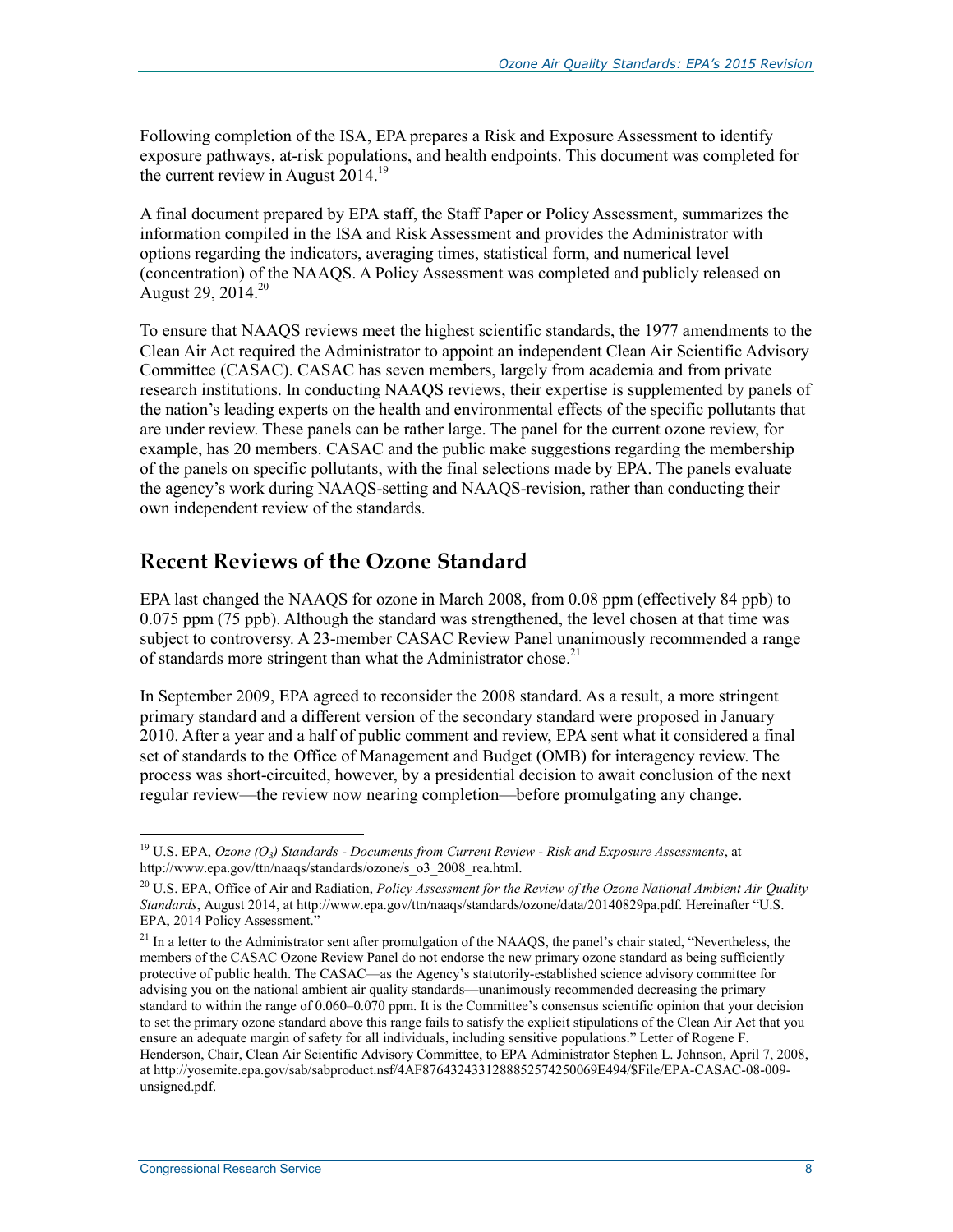Following completion of the ISA, EPA prepares a Risk and Exposure Assessment to identify exposure pathways, at-risk populations, and health endpoints. This document was completed for the current review in August 2014.[19]

A final document prepared by EPA staff, the Staff Paper or Policy Assessment, summarizes the information compiled in the ISA and Risk Assessment and provides the Administrator with options regarding the indicators, averaging times, statistical form, and numerical level (concentration) of the NAAQS. A Policy Assessment was completed and publicly released on August 29, 2014.[20]

To ensure that NAAQS reviews meet the highest scientific standards, the 1977 amendments to the Clean Air Act required the Administrator to appoint an independent Clean Air Scientific Advisory Committee (CASAC). CASAC has seven members, largely from academia and from private research institutions. In conducting NAAQS reviews, their expertise is supplemented by panels of the nation's leading experts on the health and environmental effects of the specific pollutants that are under review. These panels can be rather large. The panel for the current ozone review, for example, has 20 members. CASAC and the public make suggestions regarding the membership of the panels on specific pollutants, with the final selections made by EPA. The panels evaluate the agency's work during NAAQS-setting and NAAQS-revision, rather than conducting their own independent review of the standards.

## Recent Reviews of the Ozone Standard

EPA last changed the NAAQS for ozone in March 2008, from 0.08 ppm (effectively 84 ppb) to 0.075 ppm (75 ppb). Although the standard was strengthened, the level chosen at that time was subject to controversy. A 23-member CASAC Review Panel unanimously recommended a range of standards more stringent than what the Administrator chose.[21]

In September 2009, EPA agreed to reconsider the 2008 standard. As a result, a more stringent primary standard and a different version of the secondary standard were proposed in January 2010. After a year and a half of public comment and review, EPA sent what it considered a final set of standards to the Office of Management and Budget (OMB) for interagency review. The process was short-circuited, however, by a presidential decision to await conclusion of the next regular review—the review now nearing completion—before promulgating any change.

---

[19] U.S. EPA, *Ozone ($O_3$) Standards - Documents from Current Review - Risk and Exposure Assessments*, at http://www.epa.gov/ttn/naaqs/standards/ozone/s_o3_2008_rea.html.

[20] U.S. EPA, Office of Air and Radiation, *Policy Assessment for the Review of the Ozone National Ambient Air Quality Standards*, August 2014, at http://www.epa.gov/ttn/naaqs/standards/ozone/data/20140829pa.pdf. Hereinafter "U.S. EPA, 2014 Policy Assessment."

[21] In a letter to the Administrator sent after promulgation of the NAAQS, the panel's chair stated, "Nevertheless, the members of the CASAC Ozone Review Panel do not endorse the new primary ozone standard as being sufficiently protective of public health. The CASAC—as the Agency's statutorily-established science advisory committee for advising you on the national ambient air quality standards—unanimously recommended decreasing the primary standard to within the range of 0.060–0.070 ppm. It is the Committee's consensus scientific opinion that your decision to set the primary ozone standard above this range fails to satisfy the explicit stipulations of the Clean Air Act that you ensure an adequate margin of safety for all individuals, including sensitive populations." Letter of Rogene F. Henderson, Chair, Clean Air Scientific Advisory Committee, to EPA Administrator Stephen L. Johnson, April 7, 2008, at http://yosemite.epa.gov/sab/sabproduct.nsf/4AF8764324331288852574250069E494/$File/EPA-CASAC-08-009-unsigned.pdf.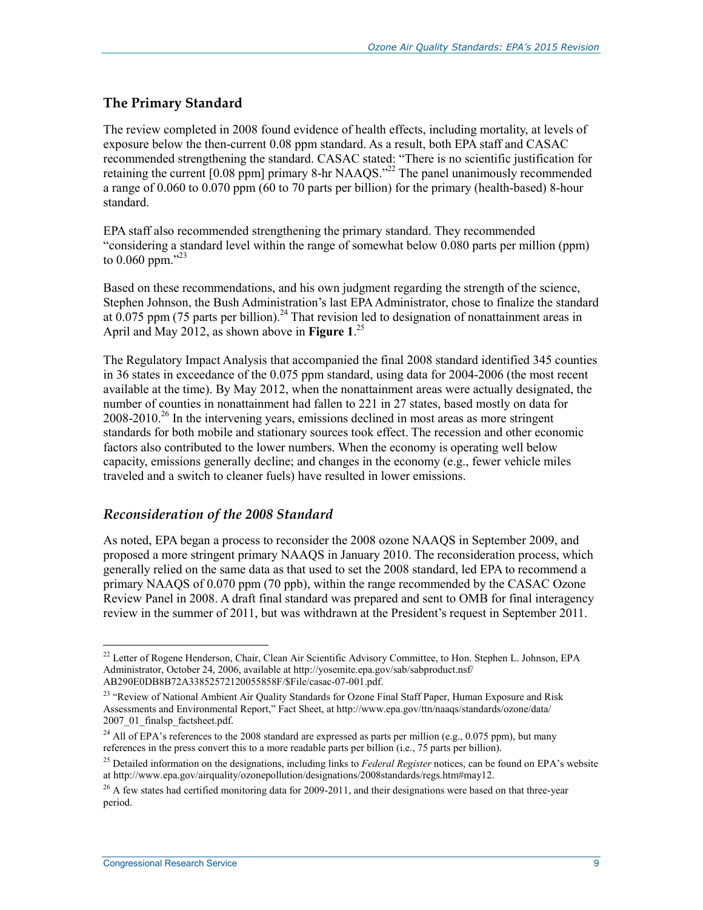## The Primary Standard

The review completed in 2008 found evidence of health effects, including mortality, at levels of exposure below the then-current 0.08 ppm standard. As a result, both EPA staff and CASAC recommended strengthening the standard. CASAC stated: "There is no scientific justification for retaining the current [0.08 ppm] primary 8-hr NAAQS."[22] The panel unanimously recommended a range of 0.060 to 0.070 ppm (60 to 70 parts per billion) for the primary (health-based) 8-hour standard.

EPA staff also recommended strengthening the primary standard. They recommended "considering a standard level within the range of somewhat below 0.080 parts per million (ppm) to 0.060 ppm."[23]

Based on these recommendations, and his own judgment regarding the strength of the science, Stephen Johnson, the Bush Administration's last EPA Administrator, chose to finalize the standard at 0.075 ppm (75 parts per billion).[24] That revision led to designation of nonattainment areas in April and May 2012, as shown above in **Figure 1**.[25]

The Regulatory Impact Analysis that accompanied the final 2008 standard identified 345 counties in 36 states in exceedance of the 0.075 ppm standard, using data for 2004-2006 (the most recent available at the time). By May 2012, when the nonattainment areas were actually designated, the number of counties in nonattainment had fallen to 221 in 27 states, based mostly on data for 2008-2010.[26] In the intervening years, emissions declined in most areas as more stringent standards for both mobile and stationary sources took effect. The recession and other economic factors also contributed to the lower numbers. When the economy is operating well below capacity, emissions generally decline; and changes in the economy (e.g., fewer vehicle miles traveled and a switch to cleaner fuels) have resulted in lower emissions.

### *Reconsideration of the 2008 Standard*

As noted, EPA began a process to reconsider the 2008 ozone NAAQS in September 2009, and proposed a more stringent primary NAAQS in January 2010. The reconsideration process, which generally relied on the same data as that used to set the 2008 standard, led EPA to recommend a primary NAAQS of 0.070 ppm (70 ppb), within the range recommended by the CASAC Ozone Review Panel in 2008. A draft final standard was prepared and sent to OMB for final interagency review in the summer of 2011, but was withdrawn at the President's request in September 2011.

---

[22] Letter of Rogene Henderson, Chair, Clean Air Scientific Advisory Committee, to Hon. Stephen L. Johnson, EPA Administrator, October 24, 2006, available at http://yosemite.epa.gov/sab/sabproduct.nsf/AB290E0DB8B72A33852572120055858F/$File/casac-07-001.pdf.

[23] "Review of National Ambient Air Quality Standards for Ozone Final Staff Paper, Human Exposure and Risk Assessments and Environmental Report," Fact Sheet, at http://www.epa.gov/ttn/naaqs/standards/ozone/data/2007_01_finalsp_factsheet.pdf.

[24] All of EPA's references to the 2008 standard are expressed as parts per million (e.g., 0.075 ppm), but many references in the press convert this to a more readable parts per billion (i.e., 75 parts per billion).

[25] Detailed information on the designations, including links to *Federal Register* notices, can be found on EPA's website at http://www.epa.gov/airquality/ozonepollution/designations/2008standards/regs.htm#may12.

[26] A few states had certified monitoring data for 2009-2011, and their designations were based on that three-year period.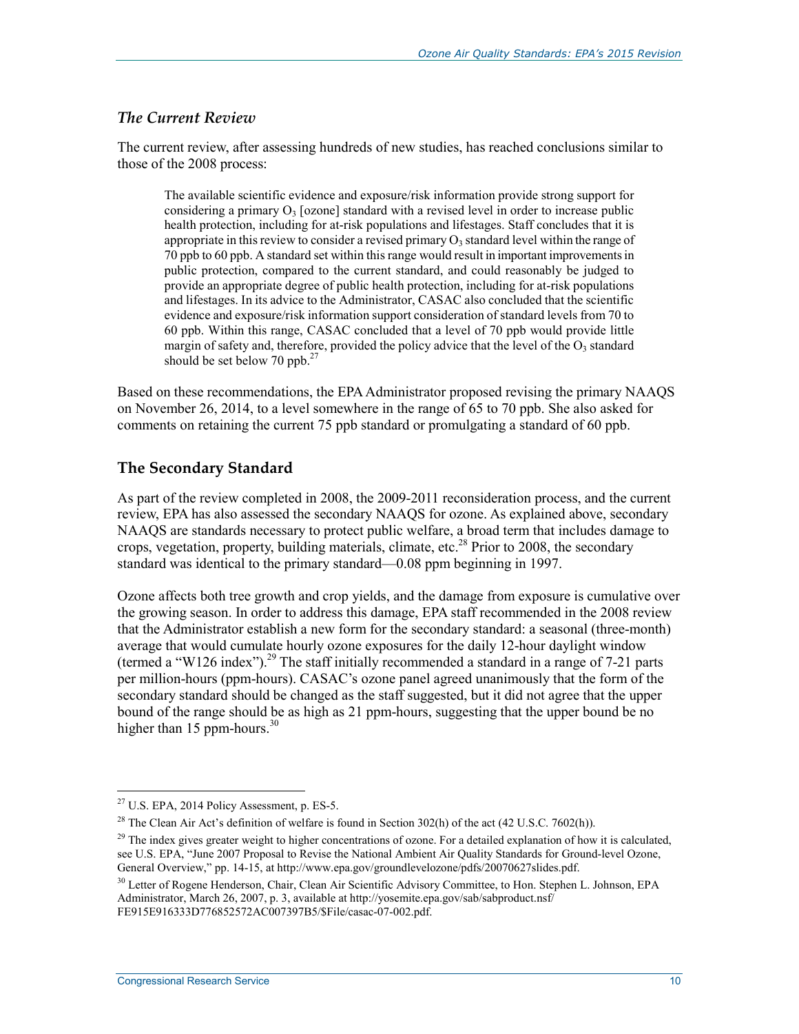### *The Current Review*

The current review, after assessing hundreds of new studies, has reached conclusions similar to those of the 2008 process:

> The available scientific evidence and exposure/risk information provide strong support for considering a primary $O_3$ [ozone] standard with a revised level in order to increase public health protection, including for at-risk populations and lifestages. Staff concludes that it is appropriate in this review to consider a revised primary $O_3$ standard level within the range of 70 ppb to 60 ppb. A standard set within this range would result in important improvements in public protection, compared to the current standard, and could reasonably be judged to provide an appropriate degree of public health protection, including for at-risk populations and lifestages. In its advice to the Administrator, CASAC also concluded that the scientific evidence and exposure/risk information support consideration of standard levels from 70 to 60 ppb. Within this range, CASAC concluded that a level of 70 ppb would provide little margin of safety and, therefore, provided the policy advice that the level of the $O_3$ standard should be set below 70 ppb.[27]

Based on these recommendations, the EPA Administrator proposed revising the primary NAAQS on November 26, 2014, to a level somewhere in the range of 65 to 70 ppb. She also asked for comments on retaining the current 75 ppb standard or promulgating a standard of 60 ppb.

## The Secondary Standard

As part of the review completed in 2008, the 2009-2011 reconsideration process, and the current review, EPA has also assessed the secondary NAAQS for ozone. As explained above, secondary NAAQS are standards necessary to protect public welfare, a broad term that includes damage to crops, vegetation, property, building materials, climate, etc.[28] Prior to 2008, the secondary standard was identical to the primary standard—0.08 ppm beginning in 1997.

Ozone affects both tree growth and crop yields, and the damage from exposure is cumulative over the growing season. In order to address this damage, EPA staff recommended in the 2008 review that the Administrator establish a new form for the secondary standard: a seasonal (three-month) average that would cumulate hourly ozone exposures for the daily 12-hour daylight window (termed a "W126 index").[29] The staff initially recommended a standard in a range of 7-21 parts per million-hours (ppm-hours). CASAC's ozone panel agreed unanimously that the form of the secondary standard should be changed as the staff suggested, but it did not agree that the upper bound of the range should be as high as 21 ppm-hours, suggesting that the upper bound be no higher than 15 ppm-hours.[30]

---

[27] U.S. EPA, 2014 Policy Assessment, p. ES-5.

[28] The Clean Air Act's definition of welfare is found in Section 302(h) of the act (42 U.S.C. 7602(h)).

[29] The index gives greater weight to higher concentrations of ozone. For a detailed explanation of how it is calculated, see U.S. EPA, "June 2007 Proposal to Revise the National Ambient Air Quality Standards for Ground-level Ozone, General Overview," pp. 14-15, at http://www.epa.gov/groundlevelozone/pdfs/20070627slides.pdf.

[30] Letter of Rogene Henderson, Chair, Clean Air Scientific Advisory Committee, to Hon. Stephen L. Johnson, EPA Administrator, March 26, 2007, p. 3, available at http://yosemite.epa.gov/sab/sabproduct.nsf/FE915E916333D776852572AC007397B5/$File/casac-07-002.pdf.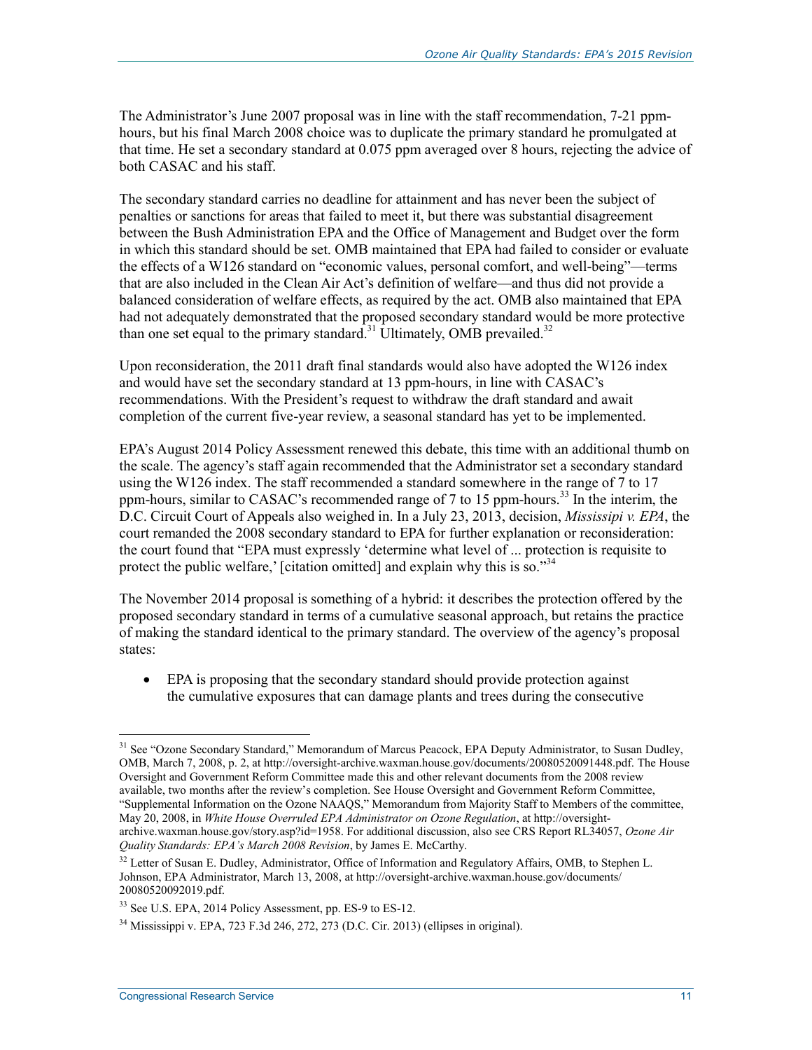The Administrator's June 2007 proposal was in line with the staff recommendation, 7-21 ppm-hours, but his final March 2008 choice was to duplicate the primary standard he promulgated at that time. He set a secondary standard at 0.075 ppm averaged over 8 hours, rejecting the advice of both CASAC and his staff.

The secondary standard carries no deadline for attainment and has never been the subject of penalties or sanctions for areas that failed to meet it, but there was substantial disagreement between the Bush Administration EPA and the Office of Management and Budget over the form in which this standard should be set. OMB maintained that EPA had failed to consider or evaluate the effects of a W126 standard on "economic values, personal comfort, and well-being"—terms that are also included in the Clean Air Act's definition of welfare—and thus did not provide a balanced consideration of welfare effects, as required by the act. OMB also maintained that EPA had not adequately demonstrated that the proposed secondary standard would be more protective than one set equal to the primary standard.[31] Ultimately, OMB prevailed.[32]

Upon reconsideration, the 2011 draft final standards would also have adopted the W126 index and would have set the secondary standard at 13 ppm-hours, in line with CASAC's recommendations. With the President's request to withdraw the draft standard and await completion of the current five-year review, a seasonal standard has yet to be implemented.

EPA's August 2014 Policy Assessment renewed this debate, this time with an additional thumb on the scale. The agency's staff again recommended that the Administrator set a secondary standard using the W126 index. The staff recommended a standard somewhere in the range of 7 to 17 ppm-hours, similar to CASAC's recommended range of 7 to 15 ppm-hours.[33] In the interim, the D.C. Circuit Court of Appeals also weighed in. In a July 23, 2013, decision, *Mississipi v. EPA*, the court remanded the 2008 secondary standard to EPA for further explanation or reconsideration: the court found that "EPA must expressly 'determine what level of ... protection is requisite to protect the public welfare,' [citation omitted] and explain why this is so."[34]

The November 2014 proposal is something of a hybrid: it describes the protection offered by the proposed secondary standard in terms of a cumulative seasonal approach, but retains the practice of making the standard identical to the primary standard. The overview of the agency's proposal states:

- EPA is proposing that the secondary standard should provide protection against the cumulative exposures that can damage plants and trees during the consecutive

---

[31] See "Ozone Secondary Standard," Memorandum of Marcus Peacock, EPA Deputy Administrator, to Susan Dudley, OMB, March 7, 2008, p. 2, at http://oversight-archive.waxman.house.gov/documents/20080520091448.pdf. The House Oversight and Government Reform Committee made this and other relevant documents from the 2008 review available, two months after the review's completion. See House Oversight and Government Reform Committee, "Supplemental Information on the Ozone NAAQS," Memorandum from Majority Staff to Members of the committee, May 20, 2008, in *White House Overruled EPA Administrator on Ozone Regulation*, at http://oversight-archive.waxman.house.gov/story.asp?id=1958. For additional discussion, also see CRS Report RL34057, *Ozone Air Quality Standards: EPA's March 2008 Revision*, by James E. McCarthy.

[32] Letter of Susan E. Dudley, Administrator, Office of Information and Regulatory Affairs, OMB, to Stephen L. Johnson, EPA Administrator, March 13, 2008, at http://oversight-archive.waxman.house.gov/documents/20080520092019.pdf.

[33] See U.S. EPA, 2014 Policy Assessment, pp. ES-9 to ES-12.

[34] Mississippi v. EPA, 723 F.3d 246, 272, 273 (D.C. Cir. 2013) (ellipses in original).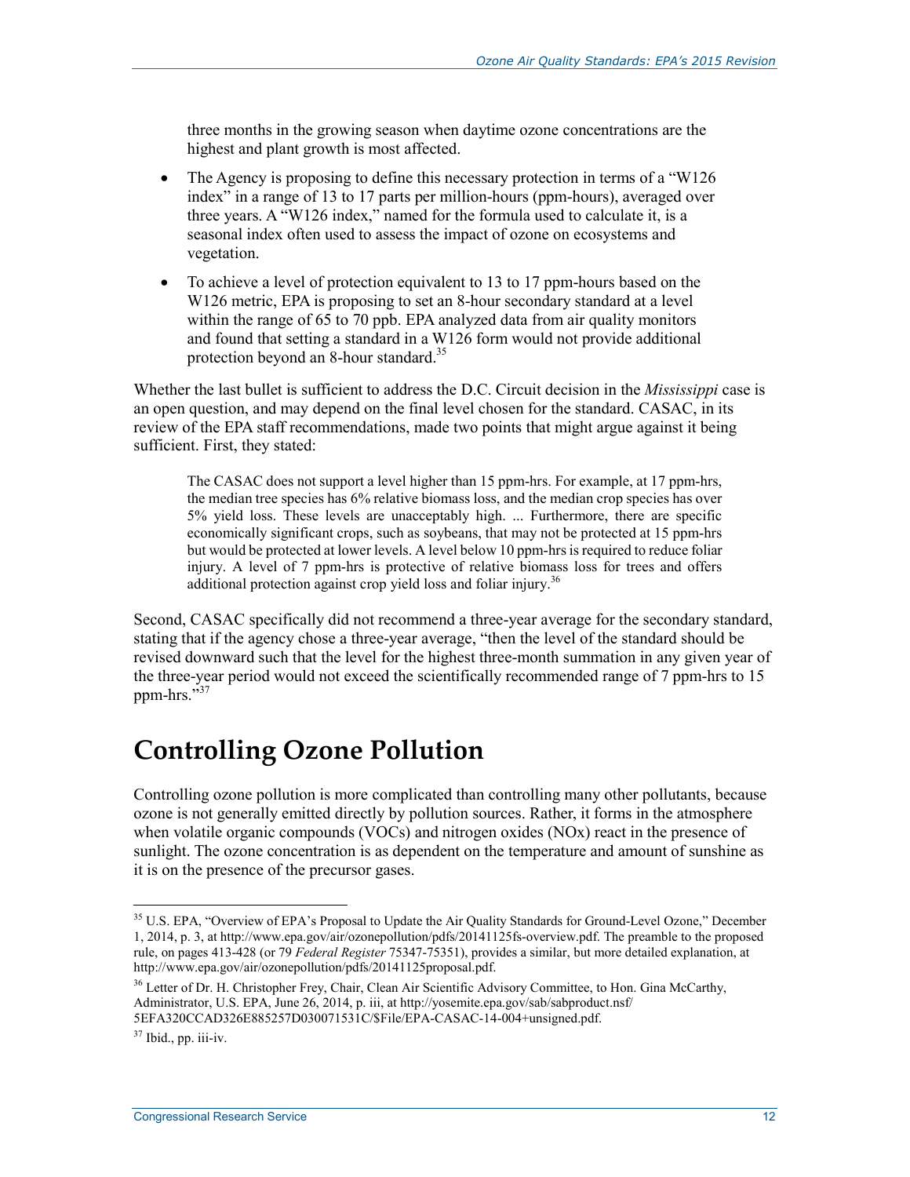three months in the growing season when daytime ozone concentrations are the highest and plant growth is most affected.

- The Agency is proposing to define this necessary protection in terms of a "W126 index" in a range of 13 to 17 parts per million-hours (ppm-hours), averaged over three years. A "W126 index," named for the formula used to calculate it, is a seasonal index often used to assess the impact of ozone on ecosystems and vegetation.
- To achieve a level of protection equivalent to 13 to 17 ppm-hours based on the W126 metric, EPA is proposing to set an 8-hour secondary standard at a level within the range of 65 to 70 ppb. EPA analyzed data from air quality monitors and found that setting a standard in a W126 form would not provide additional protection beyond an 8-hour standard.[35]

Whether the last bullet is sufficient to address the D.C. Circuit decision in the *Mississippi* case is an open question, and may depend on the final level chosen for the standard. CASAC, in its review of the EPA staff recommendations, made two points that might argue against it being sufficient. First, they stated:

> The CASAC does not support a level higher than 15 ppm-hrs. For example, at 17 ppm-hrs, the median tree species has 6% relative biomass loss, and the median crop species has over 5% yield loss. These levels are unacceptably high. ... Furthermore, there are specific economically significant crops, such as soybeans, that may not be protected at 15 ppm-hrs but would be protected at lower levels. A level below 10 ppm-hrs is required to reduce foliar injury. A level of 7 ppm-hrs is protective of relative biomass loss for trees and offers additional protection against crop yield loss and foliar injury.[36]

Second, CASAC specifically did not recommend a three-year average for the secondary standard, stating that if the agency chose a three-year average, "then the level of the standard should be revised downward such that the level for the highest three-month summation in any given year of the three-year period would not exceed the scientifically recommended range of 7 ppm-hrs to 15 ppm-hrs."[37]

# Controlling Ozone Pollution

Controlling ozone pollution is more complicated than controlling many other pollutants, because ozone is not generally emitted directly by pollution sources. Rather, it forms in the atmosphere when volatile organic compounds (VOCs) and nitrogen oxides (NOx) react in the presence of sunlight. The ozone concentration is as dependent on the temperature and amount of sunshine as it is on the presence of the precursor gases.

---

[35] U.S. EPA, "Overview of EPA's Proposal to Update the Air Quality Standards for Ground-Level Ozone," December 1, 2014, p. 3, at http://www.epa.gov/air/ozonepollution/pdfs/20141125fs-overview.pdf. The preamble to the proposed rule, on pages 413-428 (or 79 *Federal Register* 75347-75351), provides a similar, but more detailed explanation, at http://www.epa.gov/air/ozonepollution/pdfs/20141125proposal.pdf.

[36] Letter of Dr. H. Christopher Frey, Chair, Clean Air Scientific Advisory Committee, to Hon. Gina McCarthy, Administrator, U.S. EPA, June 26, 2014, p. iii, at http://yosemite.epa.gov/sab/sabproduct.nsf/5EFA320CCAD326E885257D030071531C/$File/EPA-CASAC-14-004+unsigned.pdf.

[37] Ibid., pp. iii-iv.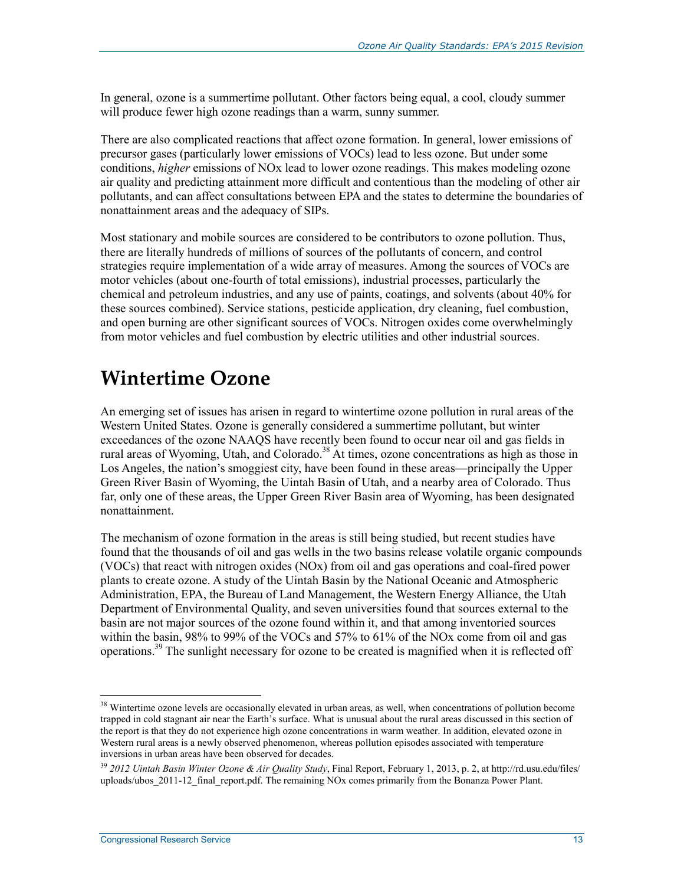In general, ozone is a summertime pollutant. Other factors being equal, a cool, cloudy summer will produce fewer high ozone readings than a warm, sunny summer.

There are also complicated reactions that affect ozone formation. In general, lower emissions of precursor gases (particularly lower emissions of VOCs) lead to less ozone. But under some conditions, *higher* emissions of NOx lead to lower ozone readings. This makes modeling ozone air quality and predicting attainment more difficult and contentious than the modeling of other air pollutants, and can affect consultations between EPA and the states to determine the boundaries of nonattainment areas and the adequacy of SIPs.

Most stationary and mobile sources are considered to be contributors to ozone pollution. Thus, there are literally hundreds of millions of sources of the pollutants of concern, and control strategies require implementation of a wide array of measures. Among the sources of VOCs are motor vehicles (about one-fourth of total emissions), industrial processes, particularly the chemical and petroleum industries, and any use of paints, coatings, and solvents (about 40% for these sources combined). Service stations, pesticide application, dry cleaning, fuel combustion, and open burning are other significant sources of VOCs. Nitrogen oxides come overwhelmingly from motor vehicles and fuel combustion by electric utilities and other industrial sources.

# Wintertime Ozone

An emerging set of issues has arisen in regard to wintertime ozone pollution in rural areas of the Western United States. Ozone is generally considered a summertime pollutant, but winter exceedances of the ozone NAAQS have recently been found to occur near oil and gas fields in rural areas of Wyoming, Utah, and Colorado.[38] At times, ozone concentrations as high as those in Los Angeles, the nation's smoggiest city, have been found in these areas—principally the Upper Green River Basin of Wyoming, the Uintah Basin of Utah, and a nearby area of Colorado. Thus far, only one of these areas, the Upper Green River Basin area of Wyoming, has been designated nonattainment.

The mechanism of ozone formation in the areas is still being studied, but recent studies have found that the thousands of oil and gas wells in the two basins release volatile organic compounds (VOCs) that react with nitrogen oxides (NOx) from oil and gas operations and coal-fired power plants to create ozone. A study of the Uintah Basin by the National Oceanic and Atmospheric Administration, EPA, the Bureau of Land Management, the Western Energy Alliance, the Utah Department of Environmental Quality, and seven universities found that sources external to the basin are not major sources of the ozone found within it, and that among inventoried sources within the basin, 98% to 99% of the VOCs and 57% to 61% of the NOx come from oil and gas operations.[39] The sunlight necessary for ozone to be created is magnified when it is reflected off

---

[38] Wintertime ozone levels are occasionally elevated in urban areas, as well, when concentrations of pollution become trapped in cold stagnant air near the Earth's surface. What is unusual about the rural areas discussed in this section of the report is that they do not experience high ozone concentrations in warm weather. In addition, elevated ozone in Western rural areas is a newly observed phenomenon, whereas pollution episodes associated with temperature inversions in urban areas have been observed for decades.

[39] *2012 Uintah Basin Winter Ozone & Air Quality Study*, Final Report, February 1, 2013, p. 2, at http://rd.usu.edu/files/uploads/ubos_2011-12_final_report.pdf. The remaining NOx comes primarily from the Bonanza Power Plant.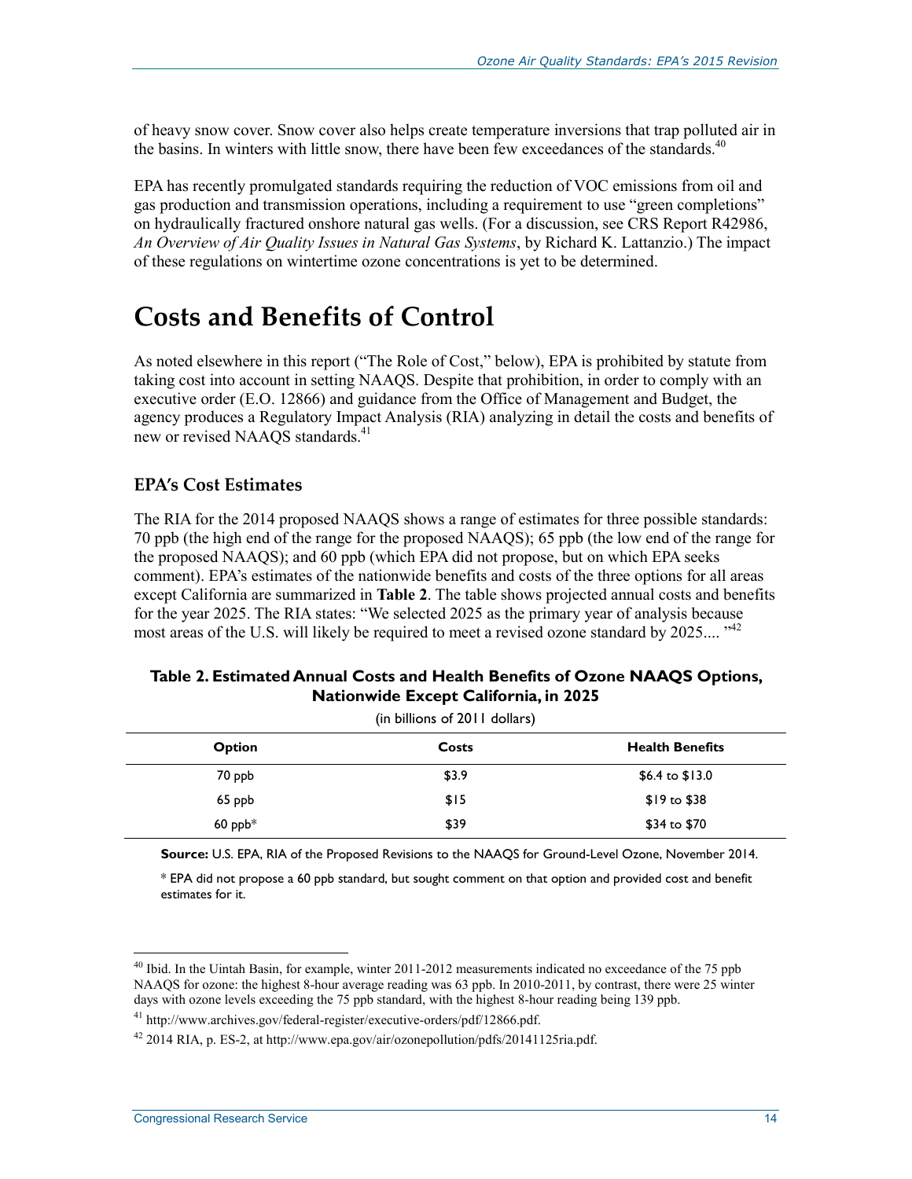of heavy snow cover. Snow cover also helps create temperature inversions that trap polluted air in the basins. In winters with little snow, there have been few exceedances of the standards.[40]

EPA has recently promulgated standards requiring the reduction of VOC emissions from oil and gas production and transmission operations, including a requirement to use "green completions" on hydraulically fractured onshore natural gas wells. (For a discussion, see CRS Report R42986, *An Overview of Air Quality Issues in Natural Gas Systems*, by Richard K. Lattanzio.) The impact of these regulations on wintertime ozone concentrations is yet to be determined.

# Costs and Benefits of Control

As noted elsewhere in this report ("The Role of Cost," below), EPA is prohibited by statute from taking cost into account in setting NAAQS. Despite that prohibition, in order to comply with an executive order (E.O. 12866) and guidance from the Office of Management and Budget, the agency produces a Regulatory Impact Analysis (RIA) analyzing in detail the costs and benefits of new or revised NAAQS standards.[41]

## EPA's Cost Estimates

The RIA for the 2014 proposed NAAQS shows a range of estimates for three possible standards: 70 ppb (the high end of the range for the proposed NAAQS); 65 ppb (the low end of the range for the proposed NAAQS); and 60 ppb (which EPA did not propose, but on which EPA seeks comment). EPA's estimates of the nationwide benefits and costs of the three options for all areas except California are summarized in **Table 2**. The table shows projected annual costs and benefits for the year 2025. The RIA states: "We selected 2025 as the primary year of analysis because most areas of the U.S. will likely be required to meet a revised ozone standard by 2025.... "[42]

**Table 2. Estimated Annual Costs and Health Benefits of Ozone NAAQS Options, Nationwide Except California, in 2025**

(in billions of 2011 dollars)

| Option | Costs | Health Benefits |
|---|---|---|
| 70 ppb | $3.9 | $6.4 to $13.0 |
| 65 ppb | $15 | $19 to $38 |
| 60 ppb* | $39 | $34 to $70 |

**Source:** U.S. EPA, RIA of the Proposed Revisions to the NAAQS for Ground-Level Ozone, November 2014.

* EPA did not propose a 60 ppb standard, but sought comment on that option and provided cost and benefit estimates for it.

---

[40] Ibid. In the Uintah Basin, for example, winter 2011-2012 measurements indicated no exceedance of the 75 ppb NAAQS for ozone: the highest 8-hour average reading was 63 ppb. In 2010-2011, by contrast, there were 25 winter days with ozone levels exceeding the 75 ppb standard, with the highest 8-hour reading being 139 ppb.

[41] http://www.archives.gov/federal-register/executive-orders/pdf/12866.pdf.

[42] 2014 RIA, p. ES-2, at http://www.epa.gov/air/ozonepollution/pdfs/20141125ria.pdf.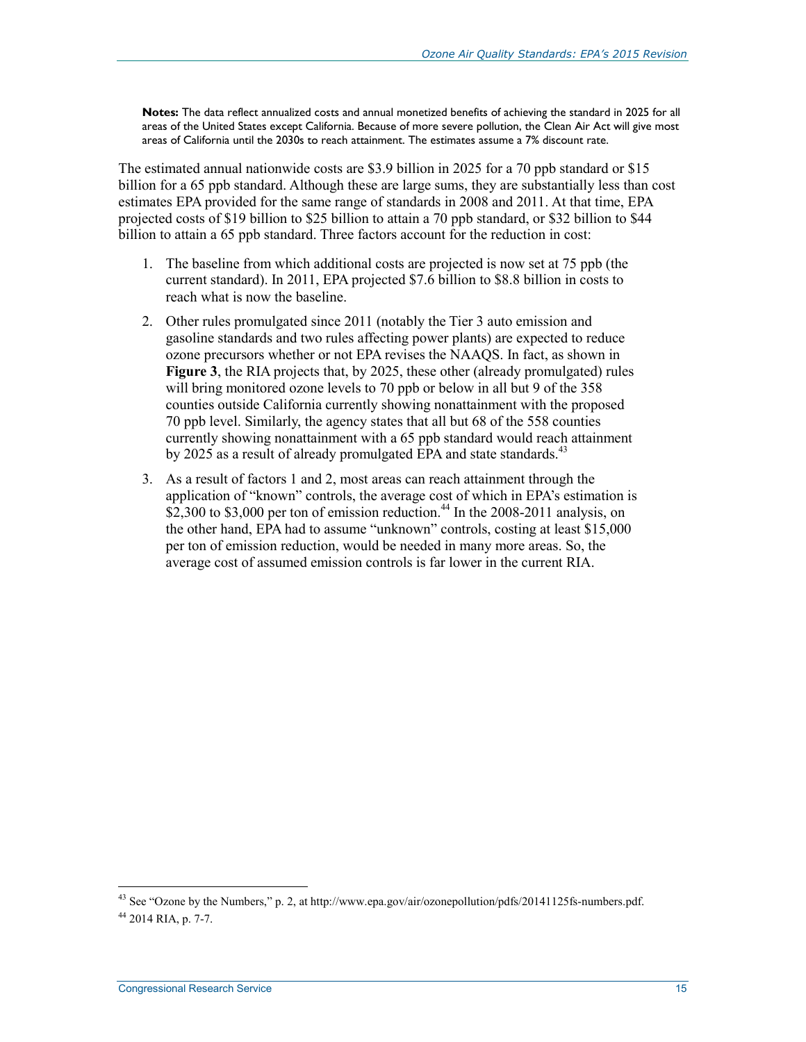**Notes:** The data reflect annualized costs and annual monetized benefits of achieving the standard in 2025 for all areas of the United States except California. Because of more severe pollution, the Clean Air Act will give most areas of California until the 2030s to reach attainment. The estimates assume a 7% discount rate.

The estimated annual nationwide costs are $3.9 billion in 2025 for a 70 ppb standard or $15 billion for a 65 ppb standard. Although these are large sums, they are substantially less than cost estimates EPA provided for the same range of standards in 2008 and 2011. At that time, EPA projected costs of $19 billion to $25 billion to attain a 70 ppb standard, or $32 billion to $44 billion to attain a 65 ppb standard. Three factors account for the reduction in cost:

1. The baseline from which additional costs are projected is now set at 75 ppb (the current standard). In 2011, EPA projected $7.6 billion to $8.8 billion in costs to reach what is now the baseline.
2. Other rules promulgated since 2011 (notably the Tier 3 auto emission and gasoline standards and two rules affecting power plants) are expected to reduce ozone precursors whether or not EPA revises the NAAQS. In fact, as shown in **Figure 3**, the RIA projects that, by 2025, these other (already promulgated) rules will bring monitored ozone levels to 70 ppb or below in all but 9 of the 358 counties outside California currently showing nonattainment with the proposed 70 ppb level. Similarly, the agency states that all but 68 of the 558 counties currently showing nonattainment with a 65 ppb standard would reach attainment by 2025 as a result of already promulgated EPA and state standards.[43]
3. As a result of factors 1 and 2, most areas can reach attainment through the application of "known" controls, the average cost of which in EPA's estimation is $2,300 to $3,000 per ton of emission reduction.[44] In the 2008-2011 analysis, on the other hand, EPA had to assume "unknown" controls, costing at least $15,000 per ton of emission reduction, would be needed in many more areas. So, the average cost of assumed emission controls is far lower in the current RIA.

---

[43] See "Ozone by the Numbers," p. 2, at http://www.epa.gov/air/ozonepollution/pdfs/20141125fs-numbers.pdf.

[44] 2014 RIA, p. 7-7.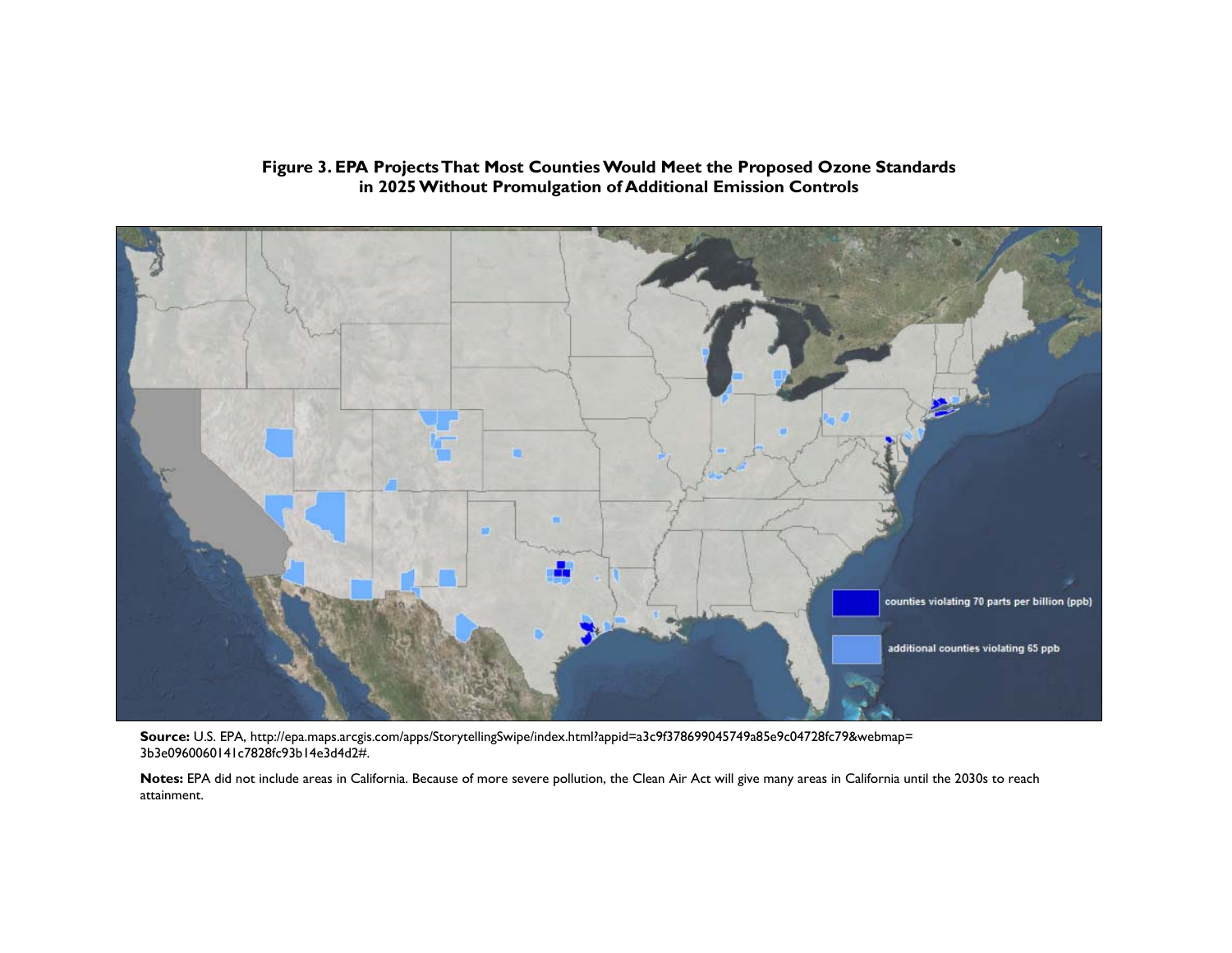**Figure 3. EPA Projects That Most Counties Would Meet the Proposed Ozone Standards in 2025 Without Promulgation of Additional Emission Controls**

counties violating 70 parts per billion (ppb)

additional counties violating 65 ppb

**Source:** U.S. EPA, http://epa.maps.arcgis.com/apps/StorytellingSwipe/index.html?appid=a3c9f378699045749a85e9c04728fc79&webmap=3b3e0960060141c7828fc93b14e3d4d2#.

**Notes:** EPA did not include areas in California. Because of more severe pollution, the Clean Air Act will give many areas in California until the 2030s to reach attainment.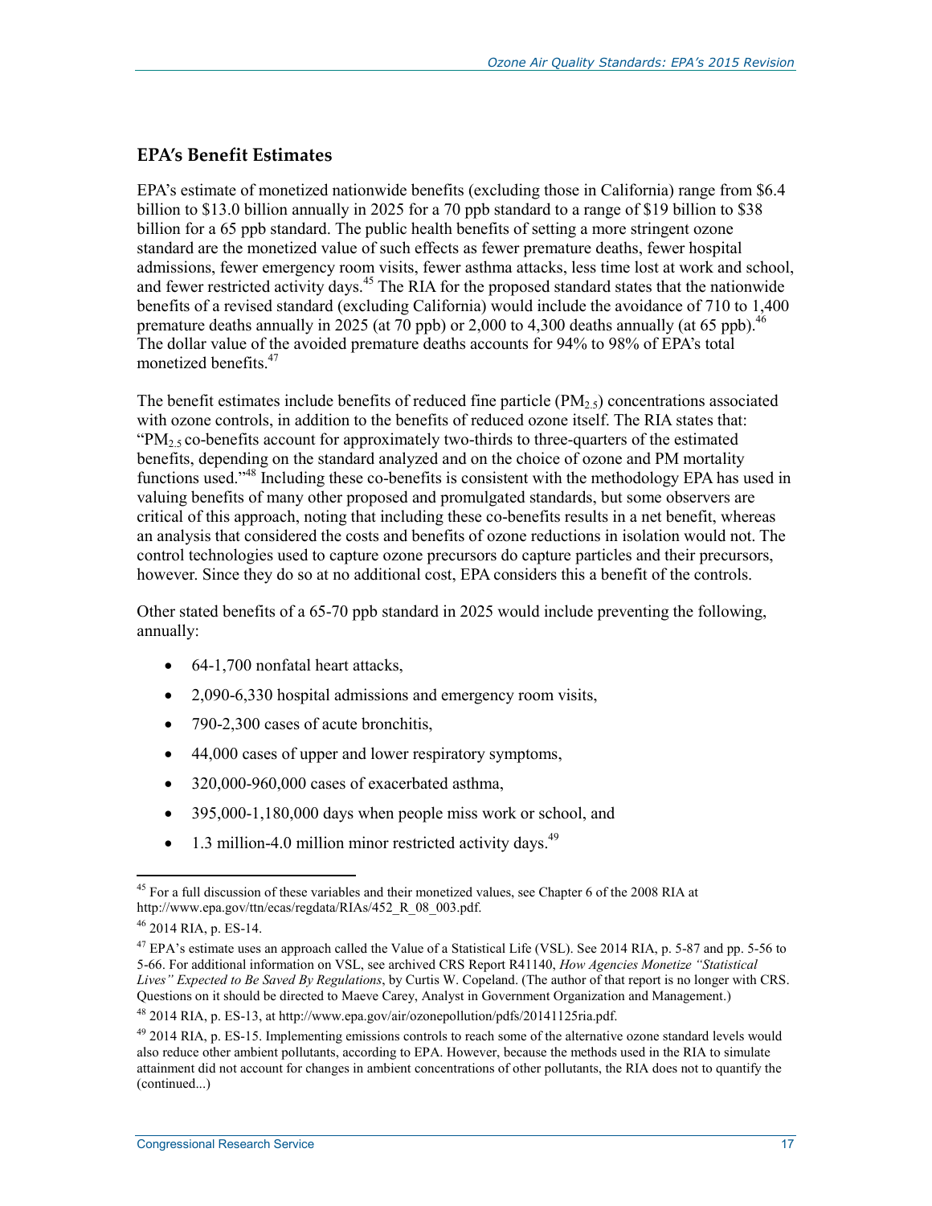### EPA's Benefit Estimates

EPA's estimate of monetized nationwide benefits (excluding those in California) range from \$6.4 billion to \$13.0 billion annually in 2025 for a 70 ppb standard to a range of \$19 billion to \$38 billion for a 65 ppb standard. The public health benefits of setting a more stringent ozone standard are the monetized value of such effects as fewer premature deaths, fewer hospital admissions, fewer emergency room visits, fewer asthma attacks, less time lost at work and school, and fewer restricted activity days.[45] The RIA for the proposed standard states that the nationwide benefits of a revised standard (excluding California) would include the avoidance of 710 to 1,400 premature deaths annually in 2025 (at 70 ppb) or 2,000 to 4,300 deaths annually (at 65 ppb).[46] The dollar value of the avoided premature deaths accounts for 94% to 98% of EPA's total monetized benefits.[47]

The benefit estimates include benefits of reduced fine particle ($PM_{2.5}$) concentrations associated with ozone controls, in addition to the benefits of reduced ozone itself. The RIA states that: "$PM_{2.5}$ co-benefits account for approximately two-thirds to three-quarters of the estimated benefits, depending on the standard analyzed and on the choice of ozone and PM mortality functions used."[48] Including these co-benefits is consistent with the methodology EPA has used in valuing benefits of many other proposed and promulgated standards, but some observers are critical of this approach, noting that including these co-benefits results in a net benefit, whereas an analysis that considered the costs and benefits of ozone reductions in isolation would not. The control technologies used to capture ozone precursors do capture particles and their precursors, however. Since they do so at no additional cost, EPA considers this a benefit of the controls.

Other stated benefits of a 65-70 ppb standard in 2025 would include preventing the following, annually:

- 64-1,700 nonfatal heart attacks,
- 2,090-6,330 hospital admissions and emergency room visits,
- 790-2,300 cases of acute bronchitis,
- 44,000 cases of upper and lower respiratory symptoms,
- 320,000-960,000 cases of exacerbated asthma,
- 395,000-1,180,000 days when people miss work or school, and
- 1.3 million-4.0 million minor restricted activity days.[49]

---

[45] For a full discussion of these variables and their monetized values, see Chapter 6 of the 2008 RIA at http://www.epa.gov/ttn/ecas/regdata/RIAs/452_R_08_003.pdf.

[46] 2014 RIA, p. ES-14.

[47] EPA's estimate uses an approach called the Value of a Statistical Life (VSL). See 2014 RIA, p. 5-87 and pp. 5-56 to 5-66. For additional information on VSL, see archived CRS Report R41140, *How Agencies Monetize "Statistical Lives" Expected to Be Saved By Regulations*, by Curtis W. Copeland. (The author of that report is no longer with CRS. Questions on it should be directed to Maeve Carey, Analyst in Government Organization and Management.)

[48] 2014 RIA, p. ES-13, at http://www.epa.gov/ozonepollution/pdfs/20141125ria.pdf.

[49] 2014 RIA, p. ES-15. Implementing emissions controls to reach some of the alternative ozone standard levels would also reduce other ambient pollutants, according to EPA. However, because the methods used in the RIA to simulate attainment did not account for changes in ambient concentrations of other pollutants, the RIA does not to quantify the (continued...)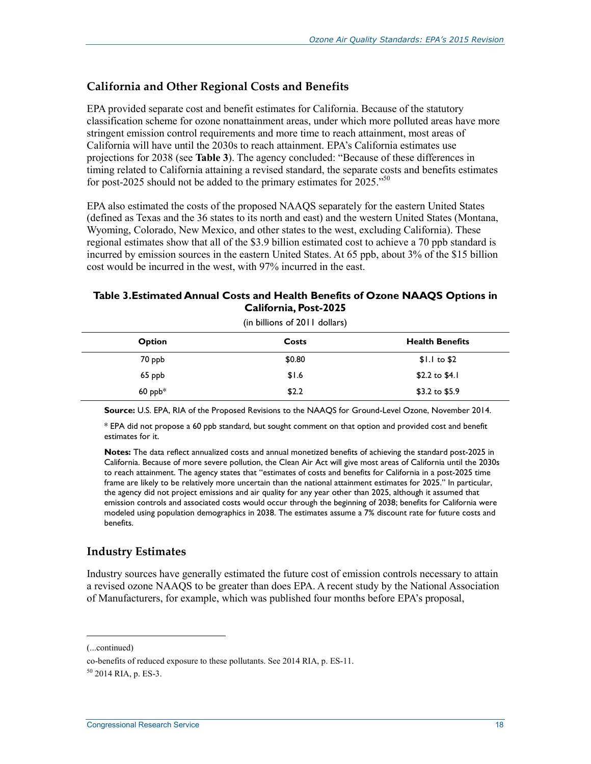## California and Other Regional Costs and Benefits

EPA provided separate cost and benefit estimates for California. Because of the statutory classification scheme for ozone nonattainment areas, under which more polluted areas have more stringent emission control requirements and more time to reach attainment, most areas of California will have until the 2030s to reach attainment. EPA's California estimates use projections for 2038 (see **Table 3**). The agency concluded: "Because of these differences in timing related to California attaining a revised standard, the separate costs and benefits estimates for post-2025 should not be added to the primary estimates for 2025."[50]

EPA also estimated the costs of the proposed NAAQS separately for the eastern United States (defined as Texas and the 36 states to its north and east) and the western United States (Montana, Wyoming, Colorado, New Mexico, and other states to the west, excluding California). These regional estimates show that all of the $3.9 billion estimated cost to achieve a 70 ppb standard is incurred by emission sources in the eastern United States. At 65 ppb, about 3% of the $15 billion cost would be incurred in the west, with 97% incurred in the east.

**Table 3. Estimated Annual Costs and Health Benefits of Ozone NAAQS Options in California, Post-2025**

(in billions of 2011 dollars)

| Option | Costs | Health Benefits |
|---|---|---|
| 70 ppb | $0.80 | $1.1 to $2 |
| 65 ppb | $1.6 | $2.2 to $4.1 |
| 60 ppb* | $2.2 | $3.2 to $5.9 |

**Source:** U.S. EPA, RIA of the Proposed Revisions to the NAAQS for Ground-Level Ozone, November 2014.

* EPA did not propose a 60 ppb standard, but sought comment on that option and provided cost and benefit estimates for it.

**Notes:** The data reflect annualized costs and annual monetized benefits of achieving the standard post-2025 in California. Because of more severe pollution, the Clean Air Act will give most areas of California until the 2030s to reach attainment. The agency states that "estimates of costs and benefits for California in a post-2025 time frame are likely to be relatively more uncertain than the national attainment estimates for 2025." In particular, the agency did not project emissions and air quality for any year other than 2025, although it assumed that emission controls and associated costs would occur through the beginning of 2038; benefits for California were modeled using population demographics in 2038. The estimates assume a 7% discount rate for future costs and benefits.

## Industry Estimates

Industry sources have generally estimated the future cost of emission controls necessary to attain a revised ozone NAAQS to be greater than does EPA. A recent study by the National Association of Manufacturers, for example, which was published four months before EPA's proposal,

(...continued)

co-benefits of reduced exposure to these pollutants. See 2014 RIA, p. ES-11.

[50] 2014 RIA, p. ES-3.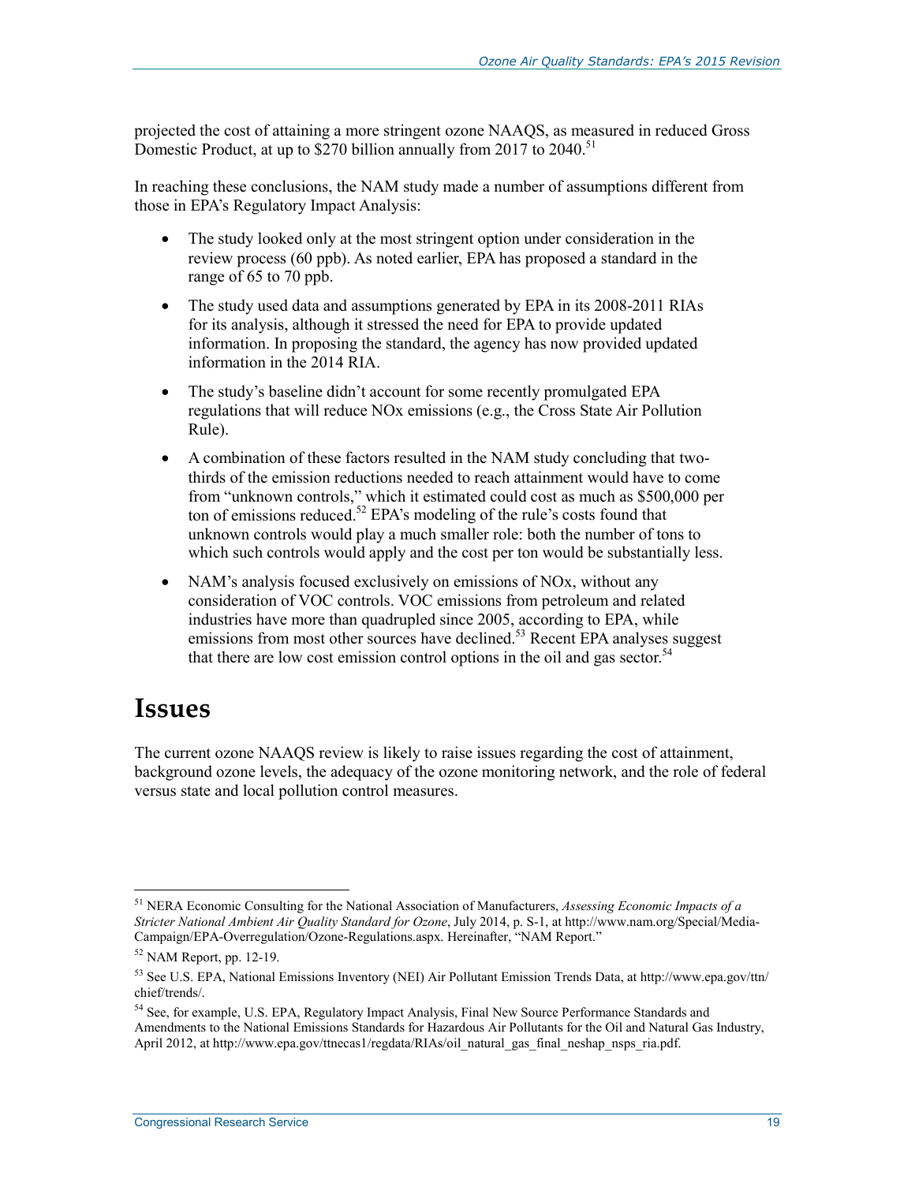projected the cost of attaining a more stringent ozone NAAQS, as measured in reduced Gross Domestic Product, at up to $270 billion annually from 2017 to 2040.[51]

In reaching these conclusions, the NAM study made a number of assumptions different from those in EPA's Regulatory Impact Analysis:

- The study looked only at the most stringent option under consideration in the review process (60 ppb). As noted earlier, EPA has proposed a standard in the range of 65 to 70 ppb.
- The study used data and assumptions generated by EPA in its 2008-2011 RIAs for its analysis, although it stressed the need for EPA to provide updated information. In proposing the standard, the agency has now provided updated information in the 2014 RIA.
- The study's baseline didn't account for some recently promulgated EPA regulations that will reduce NOx emissions (e.g., the Cross State Air Pollution Rule).
- A combination of these factors resulted in the NAM study concluding that two-thirds of the emission reductions needed to reach attainment would have to come from "unknown controls," which it estimated could cost as much as $500,000 per ton of emissions reduced.[52] EPA's modeling of the rule's costs found that unknown controls would play a much smaller role: both the number of tons to which such controls would apply and the cost per ton would be substantially less.
- NAM's analysis focused exclusively on emissions of NOx, without any consideration of VOC controls. VOC emissions from petroleum and related industries have more than quadrupled since 2005, according to EPA, while emissions from most other sources have declined.[53] Recent EPA analyses suggest that there are low cost emission control options in the oil and gas sector.[54]

# Issues

The current ozone NAAQS review is likely to raise issues regarding the cost of attainment, background ozone levels, the adequacy of the ozone monitoring network, and the role of federal versus state and local pollution control measures.

---

[51] NERA Economic Consulting for the National Association of Manufacturers, *Assessing Economic Impacts of a Stricter National Ambient Air Quality Standard for Ozone*, July 2014, p. S-1, at http://www.nam.org/Special/Media-Campaign/EPA-Overregulation/Ozone-Regulations.aspx. Hereinafter, "NAM Report."

[52] NAM Report, pp. 12-19.

[53] See U.S. EPA, National Emissions Inventory (NEI) Air Pollutant Emission Trends Data, at http://www.epa.gov/ttn/chief/trends/.

[54] See, for example, U.S. EPA, Regulatory Impact Analysis, Final New Source Performance Standards and Amendments to the National Emissions Standards for Hazardous Air Pollutants for the Oil and Natural Gas Industry, April 2012, at http://www.epa.gov/ttnecas1/regdata/RIAs/oil_natural_gas_final_neshap_nsps_ria.pdf.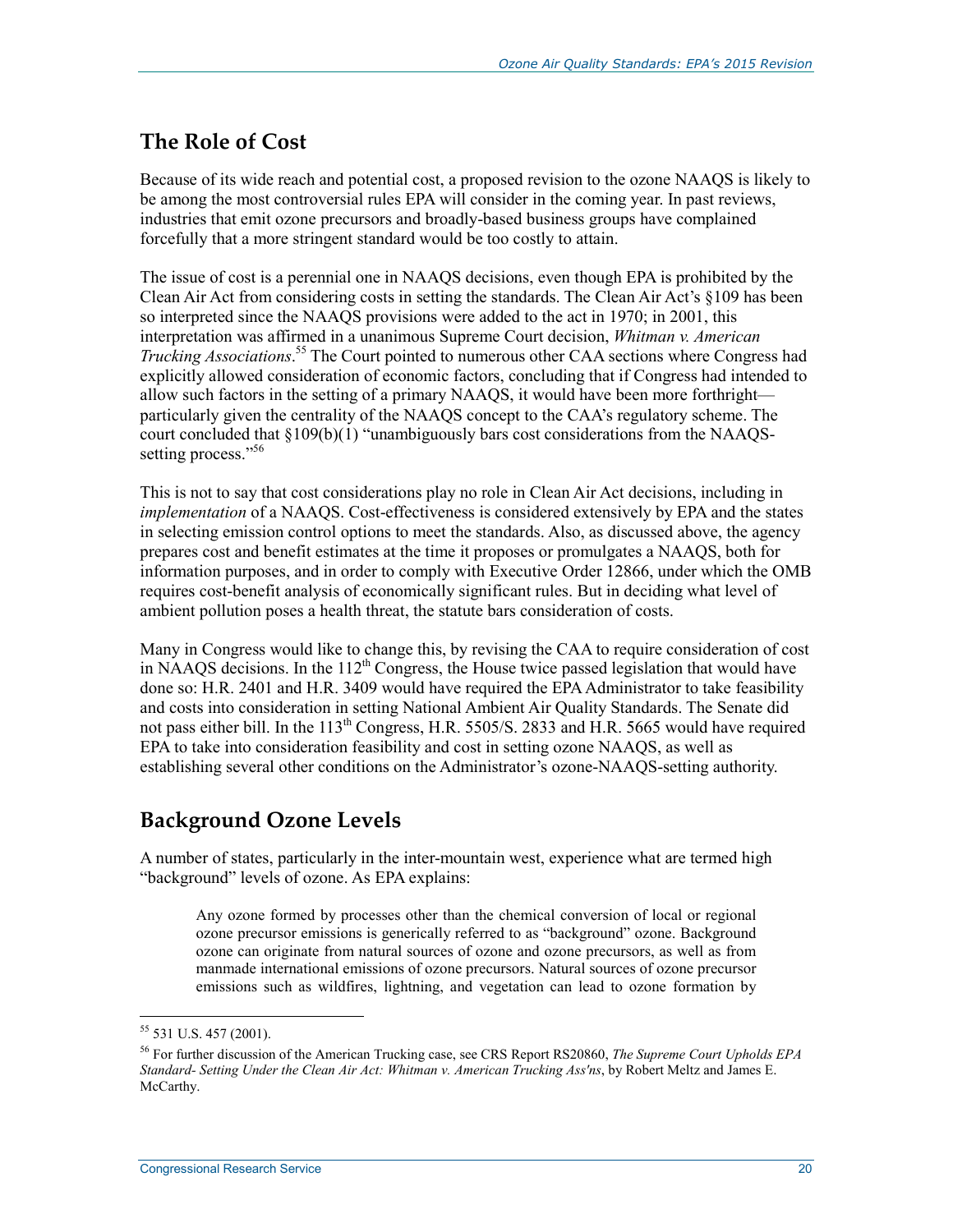## The Role of Cost

Because of its wide reach and potential cost, a proposed revision to the ozone NAAQS is likely to be among the most controversial rules EPA will consider in the coming year. In past reviews, industries that emit ozone precursors and broadly-based business groups have complained forcefully that a more stringent standard would be too costly to attain.

The issue of cost is a perennial one in NAAQS decisions, even though EPA is prohibited by the Clean Air Act from considering costs in setting the standards. The Clean Air Act's §109 has been so interpreted since the NAAQS provisions were added to the act in 1970; in 2001, this interpretation was affirmed in a unanimous Supreme Court decision, *Whitman v. American Trucking Associations*.[55] The Court pointed to numerous other CAA sections where Congress had explicitly allowed consideration of economic factors, concluding that if Congress had intended to allow such factors in the setting of a primary NAAQS, it would have been more forthright—particularly given the centrality of the NAAQS concept to the CAA's regulatory scheme. The court concluded that §109(b)(1) "unambiguously bars cost considerations from the NAAQS-setting process."[56]

This is not to say that cost considerations play no role in Clean Air Act decisions, including in *implementation* of a NAAQS. Cost-effectiveness is considered extensively by EPA and the states in selecting emission control options to meet the standards. Also, as discussed above, the agency prepares cost and benefit estimates at the time it proposes or promulgates a NAAQS, both for information purposes, and in order to comply with Executive Order 12866, under which the OMB requires cost-benefit analysis of economically significant rules. But in deciding what level of ambient pollution poses a health threat, the statute bars consideration of costs.

Many in Congress would like to change this, by revising the CAA to require consideration of cost in NAAQS decisions. In the 112th Congress, the House twice passed legislation that would have done so: H.R. 2401 and H.R. 3409 would have required the EPA Administrator to take feasibility and costs into consideration in setting National Ambient Air Quality Standards. The Senate did not pass either bill. In the 113th Congress, H.R. 5505/S. 2833 and H.R. 5665 would have required EPA to take into consideration feasibility and cost in setting ozone NAAQS, as well as establishing several other conditions on the Administrator's ozone-NAAQS-setting authority.

## Background Ozone Levels

A number of states, particularly in the inter-mountain west, experience what are termed high "background" levels of ozone. As EPA explains:

> Any ozone formed by processes other than the chemical conversion of local or regional ozone precursor emissions is generically referred to as "background" ozone. Background ozone can originate from natural sources of ozone and ozone precursors, as well as from manmade international emissions of ozone precursors. Natural sources of ozone precursor emissions such as wildfires, lightning, and vegetation can lead to ozone formation by

[55] 531 U.S. 457 (2001).

[56] For further discussion of the American Trucking case, see CRS Report RS20860, *The Supreme Court Upholds EPA Standard- Setting Under the Clean Air Act: Whitman v. American Trucking Ass'ns*, by Robert Meltz and James E. McCarthy.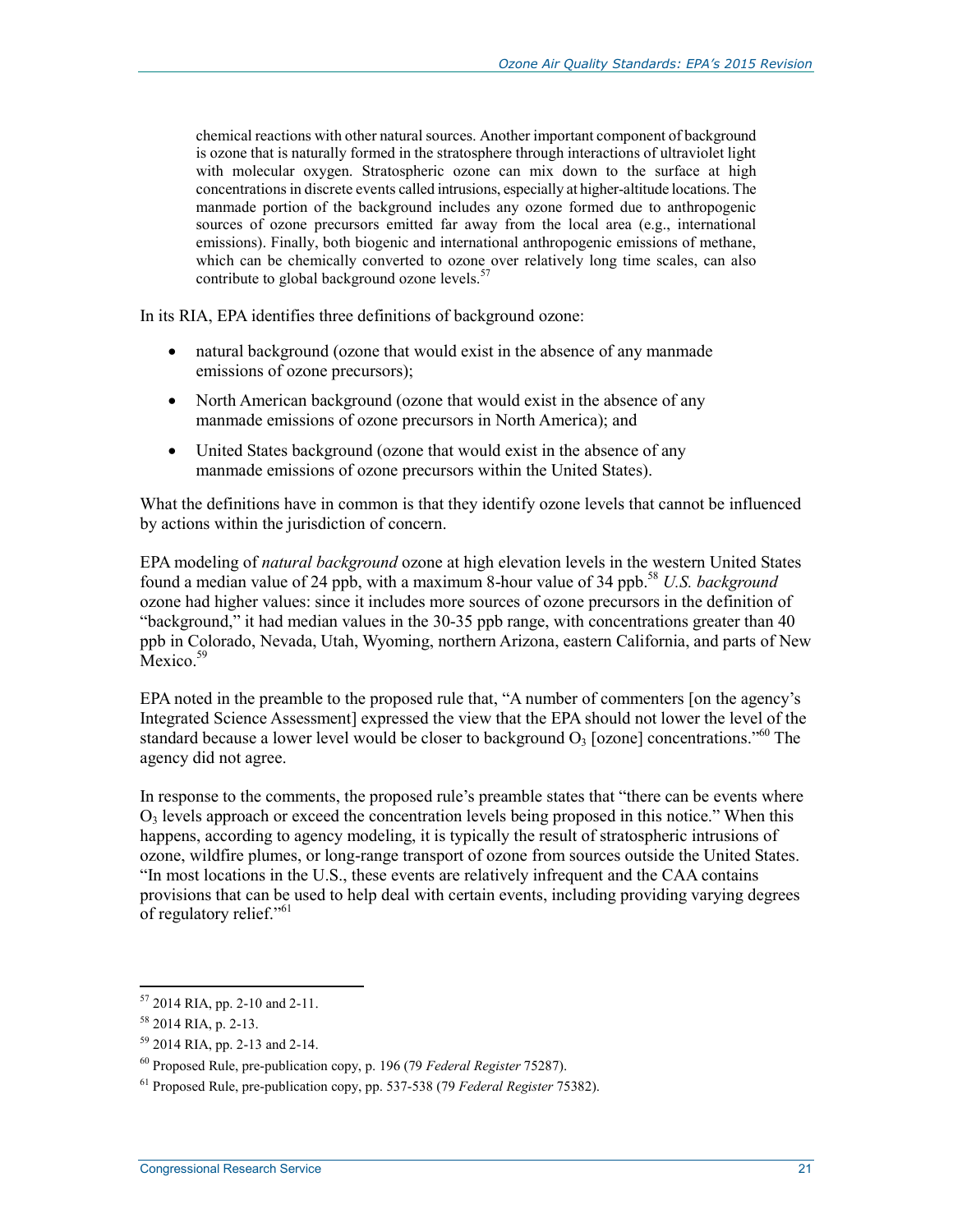> chemical reactions with other natural sources. Another important component of background is ozone that is naturally formed in the stratosphere through interactions of ultraviolet light with molecular oxygen. Stratospheric ozone can mix down to the surface at high concentrations in discrete events called intrusions, especially at higher-altitude locations. The manmade portion of the background includes any ozone formed due to anthropogenic sources of ozone precursors emitted far away from the local area (e.g., international emissions). Finally, both biogenic and international anthropogenic emissions of methane, which can be chemically converted to ozone over relatively long time scales, can also contribute to global background ozone levels.[57]

In its RIA, EPA identifies three definitions of background ozone:

- natural background (ozone that would exist in the absence of any manmade emissions of ozone precursors);
- North American background (ozone that would exist in the absence of any manmade emissions of ozone precursors in North America); and
- United States background (ozone that would exist in the absence of any manmade emissions of ozone precursors within the United States).

What the definitions have in common is that they identify ozone levels that cannot be influenced by actions within the jurisdiction of concern.

EPA modeling of *natural background* ozone at high elevation levels in the western United States found a median value of 24 ppb, with a maximum 8-hour value of 34 ppb.[58] *U.S. background* ozone had higher values: since it includes more sources of ozone precursors in the definition of "background," it had median values in the 30-35 ppb range, with concentrations greater than 40 ppb in Colorado, Nevada, Utah, Wyoming, northern Arizona, eastern California, and parts of New Mexico.[59]

EPA noted in the preamble to the proposed rule that, "A number of commenters [on the agency's Integrated Science Assessment] expressed the view that the EPA should not lower the level of the standard because a lower level would be closer to background $O_3$ [ozone] concentrations."[60] The agency did not agree.

In response to the comments, the proposed rule's preamble states that "there can be events where $O_3$ levels approach or exceed the concentration levels being proposed in this notice." When this happens, according to agency modeling, it is typically the result of stratospheric intrusions of ozone, wildfire plumes, or long-range transport of ozone from sources outside the United States. "In most locations in the U.S., these events are relatively infrequent and the CAA contains provisions that can be used to help deal with certain events, including providing varying degrees of regulatory relief."[61]

---

[57] 2014 RIA, pp. 2-10 and 2-11.

[58] 2014 RIA, p. 2-13.

[59] 2014 RIA, pp. 2-13 and 2-14.

[60] Proposed Rule, pre-publication copy, p. 196 (79 *Federal Register* 75287).

[61] Proposed Rule, pre-publication copy, pp. 537-538 (79 *Federal Register* 75382).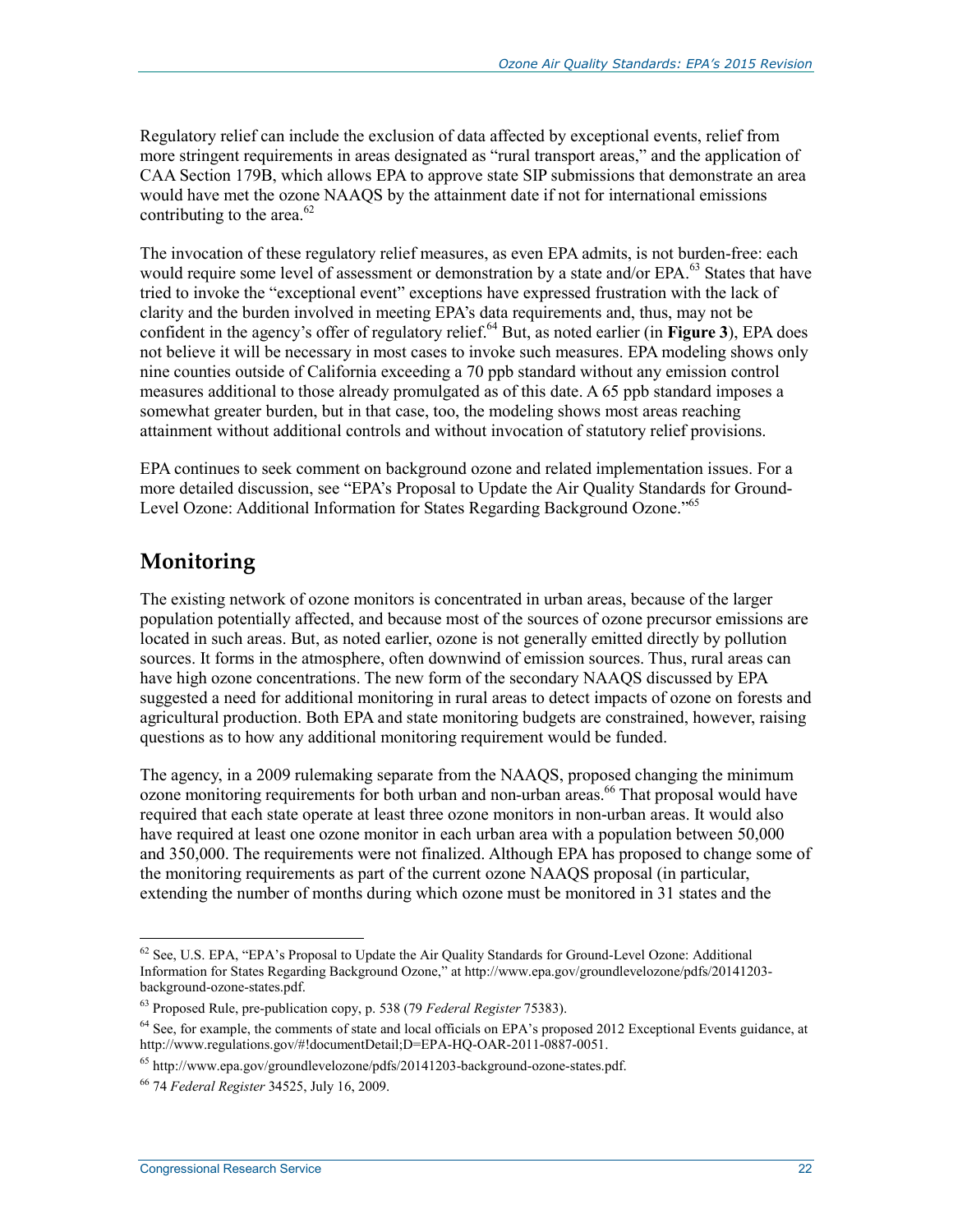Regulatory relief can include the exclusion of data affected by exceptional events, relief from more stringent requirements in areas designated as "rural transport areas," and the application of CAA Section 179B, which allows EPA to approve state SIP submissions that demonstrate an area would have met the ozone NAAQS by the attainment date if not for international emissions contributing to the area.[62]

The invocation of these regulatory relief measures, as even EPA admits, is not burden-free: each would require some level of assessment or demonstration by a state and/or EPA.[63] States that have tried to invoke the "exceptional event" exceptions have expressed frustration with the lack of clarity and the burden involved in meeting EPA's data requirements and, thus, may not be confident in the agency's offer of regulatory relief.[64] But, as noted earlier (in **Figure 3**), EPA does not believe it will be necessary in most cases to invoke such measures. EPA modeling shows only nine counties outside of California exceeding a 70 ppb standard without any emission control measures additional to those already promulgated as of this date. A 65 ppb standard imposes a somewhat greater burden, but in that case, too, the modeling shows most areas reaching attainment without additional controls and without invocation of statutory relief provisions.

EPA continues to seek comment on background ozone and related implementation issues. For a more detailed discussion, see "EPA's Proposal to Update the Air Quality Standards for Ground-Level Ozone: Additional Information for States Regarding Background Ozone."[65]

## Monitoring

The existing network of ozone monitors is concentrated in urban areas, because of the larger population potentially affected, and because most of the sources of ozone precursor emissions are located in such areas. But, as noted earlier, ozone is not generally emitted directly by pollution sources. It forms in the atmosphere, often downwind of emission sources. Thus, rural areas can have high ozone concentrations. The new form of the secondary NAAQS discussed by EPA suggested a need for additional monitoring in rural areas to detect impacts of ozone on forests and agricultural production. Both EPA and state monitoring budgets are constrained, however, raising questions as to how any additional monitoring requirement would be funded.

The agency, in a 2009 rulemaking separate from the NAAQS, proposed changing the minimum ozone monitoring requirements for both urban and non-urban areas.[66] That proposal would have required that each state operate at least three ozone monitors in non-urban areas. It would also have required at least one ozone monitor in each urban area with a population between 50,000 and 350,000. The requirements were not finalized. Although EPA has proposed to change some of the monitoring requirements as part of the current ozone NAAQS proposal (in particular, extending the number of months during which ozone must be monitored in 31 states and the

---

[62] See, U.S. EPA, "EPA's Proposal to Update the Air Quality Standards for Ground-Level Ozone: Additional Information for States Regarding Background Ozone," at http://www.epa.gov/groundlevelozone/pdfs/20141203-background-ozone-states.pdf.

[63] Proposed Rule, pre-publication copy, p. 538 (79 *Federal Register* 75383).

[64] See, for example, the comments of state and local officials on EPA's proposed 2012 Exceptional Events guidance, at http://www.regulations.gov/#!documentDetail;D=EPA-HQ-OAR-2011-0887-0051.

[65] http://www.epa.gov/groundlevelozone/pdfs/20141203-background-ozone-states.pdf.

[66] 74 *Federal Register* 34525, July 16, 2009.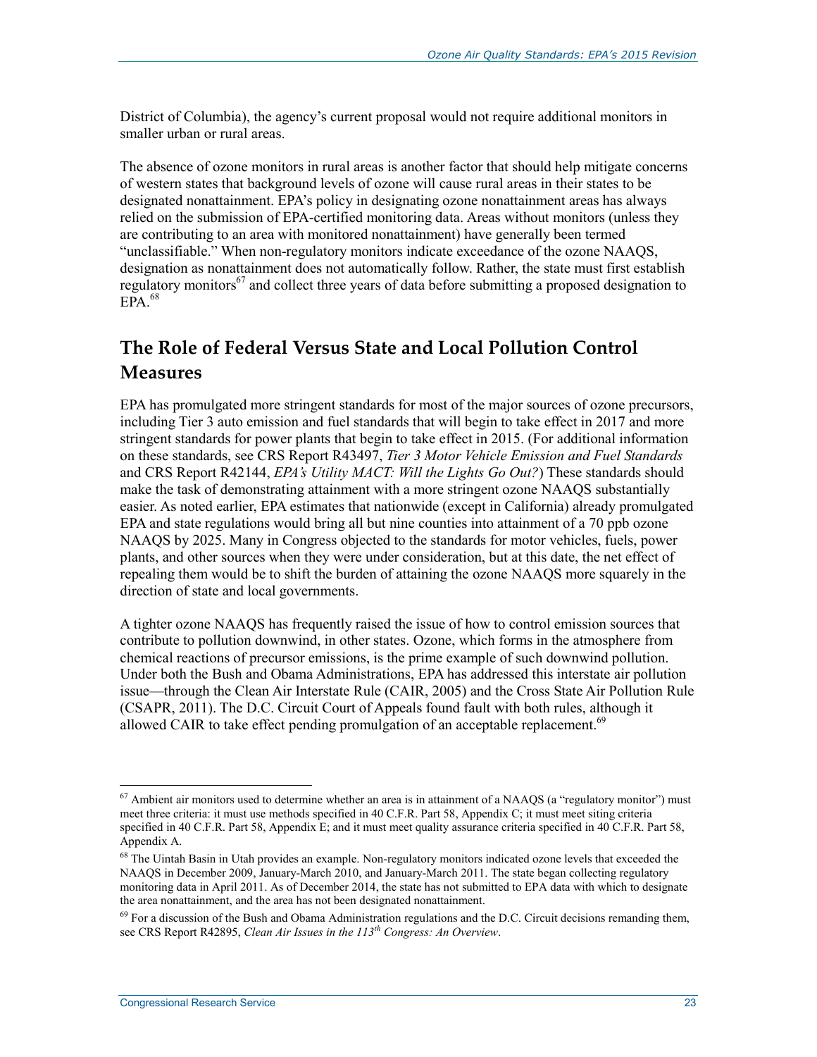District of Columbia), the agency's current proposal would not require additional monitors in smaller urban or rural areas.

The absence of ozone monitors in rural areas is another factor that should help mitigate concerns of western states that background levels of ozone will cause rural areas in their states to be designated nonattainment. EPA's policy in designating ozone nonattainment areas has always relied on the submission of EPA-certified monitoring data. Areas without monitors (unless they are contributing to an area with monitored nonattainment) have generally been termed "unclassifiable." When non-regulatory monitors indicate exceedance of the ozone NAAQS, designation as nonattainment does not automatically follow. Rather, the state must first establish regulatory monitors[67] and collect three years of data before submitting a proposed designation to EPA.[68]

## The Role of Federal Versus State and Local Pollution Control Measures

EPA has promulgated more stringent standards for most of the major sources of ozone precursors, including Tier 3 auto emission and fuel standards that will begin to take effect in 2017 and more stringent standards for power plants that begin to take effect in 2015. (For additional information on these standards, see CRS Report R43497, *Tier 3 Motor Vehicle Emission and Fuel Standards* and CRS Report R42144, *EPA's Utility MACT: Will the Lights Go Out?*) These standards should make the task of demonstrating attainment with a more stringent ozone NAAQS substantially easier. As noted earlier, EPA estimates that nationwide (except in California) already promulgated EPA and state regulations would bring all but nine counties into attainment of a 70 ppb ozone NAAQS by 2025. Many in Congress objected to the standards for motor vehicles, fuels, power plants, and other sources when they were under consideration, but at this date, the net effect of repealing them would be to shift the burden of attaining the ozone NAAQS more squarely in the direction of state and local governments.

A tighter ozone NAAQS has frequently raised the issue of how to control emission sources that contribute to pollution downwind, in other states. Ozone, which forms in the atmosphere from chemical reactions of precursor emissions, is the prime example of such downwind pollution. Under both the Bush and Obama Administrations, EPA has addressed this interstate air pollution issue—through the Clean Air Interstate Rule (CAIR, 2005) and the Cross State Air Pollution Rule (CSAPR, 2011). The D.C. Circuit Court of Appeals found fault with both rules, although it allowed CAIR to take effect pending promulgation of an acceptable replacement.[69]

---

[67] Ambient air monitors used to determine whether an area is in attainment of a NAAQS (a "regulatory monitor") must meet three criteria: it must use methods specified in 40 C.F.R. Part 58, Appendix C; it must meet siting criteria specified in 40 C.F.R. Part 58, Appendix E; and it must meet quality assurance criteria specified in 40 C.F.R. Part 58, Appendix A.

[68] The Uintah Basin in Utah provides an example. Non-regulatory monitors indicated ozone levels that exceeded the NAAQS in December 2009, January-March 2010, and January-March 2011. The state began collecting regulatory monitoring data in April 2011. As of December 2014, the state has not submitted to EPA data with which to designate the area nonattainment, and the area has not been designated nonattainment.

[69] For a discussion of the Bush and Obama Administration regulations and the D.C. Circuit decisions remanding them, see CRS Report R42895, *Clean Air Issues in the 113th Congress: An Overview*.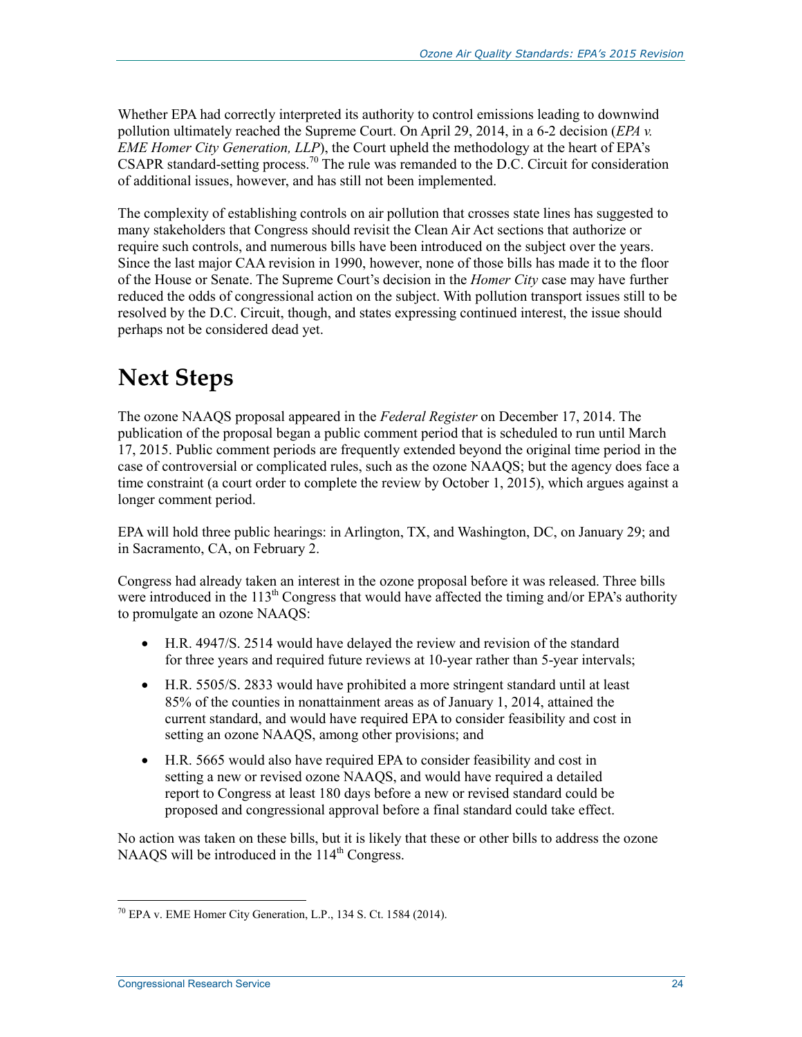Whether EPA had correctly interpreted its authority to control emissions leading to downwind pollution ultimately reached the Supreme Court. On April 29, 2014, in a 6-2 decision (*EPA v. EME Homer City Generation, LLP*), the Court upheld the methodology at the heart of EPA's CSAPR standard-setting process.[70] The rule was remanded to the D.C. Circuit for consideration of additional issues, however, and has still not been implemented.

The complexity of establishing controls on air pollution that crosses state lines has suggested to many stakeholders that Congress should revisit the Clean Air Act sections that authorize or require such controls, and numerous bills have been introduced on the subject over the years. Since the last major CAA revision in 1990, however, none of those bills has made it to the floor of the House or Senate. The Supreme Court's decision in the *Homer City* case may have further reduced the odds of congressional action on the subject. With pollution transport issues still to be resolved by the D.C. Circuit, though, and states expressing continued interest, the issue should perhaps not be considered dead yet.

# Next Steps

The ozone NAAQS proposal appeared in the *Federal Register* on December 17, 2014. The publication of the proposal began a public comment period that is scheduled to run until March 17, 2015. Public comment periods are frequently extended beyond the original time period in the case of controversial or complicated rules, such as the ozone NAAQS; but the agency does face a time constraint (a court order to complete the review by October 1, 2015), which argues against a longer comment period.

EPA will hold three public hearings: in Arlington, TX, and Washington, DC, on January 29; and in Sacramento, CA, on February 2.

Congress had already taken an interest in the ozone proposal before it was released. Three bills were introduced in the 113th Congress that would have affected the timing and/or EPA's authority to promulgate an ozone NAAQS:

- H.R. 4947/S. 2514 would have delayed the review and revision of the standard for three years and required future reviews at 10-year rather than 5-year intervals;
- H.R. 5505/S. 2833 would have prohibited a more stringent standard until at least 85% of the counties in nonattainment areas as of January 1, 2014, attained the current standard, and would have required EPA to consider feasibility and cost in setting an ozone NAAQS, among other provisions; and
- H.R. 5665 would also have required EPA to consider feasibility and cost in setting a new or revised ozone NAAQS, and would have required a detailed report to Congress at least 180 days before a new or revised standard could be proposed and congressional approval before a final standard could take effect.

No action was taken on these bills, but it is likely that these or other bills to address the ozone NAAQS will be introduced in the 114th Congress.

---

[70] EPA v. EME Homer City Generation, L.P., 134 S. Ct. 1584 (2014).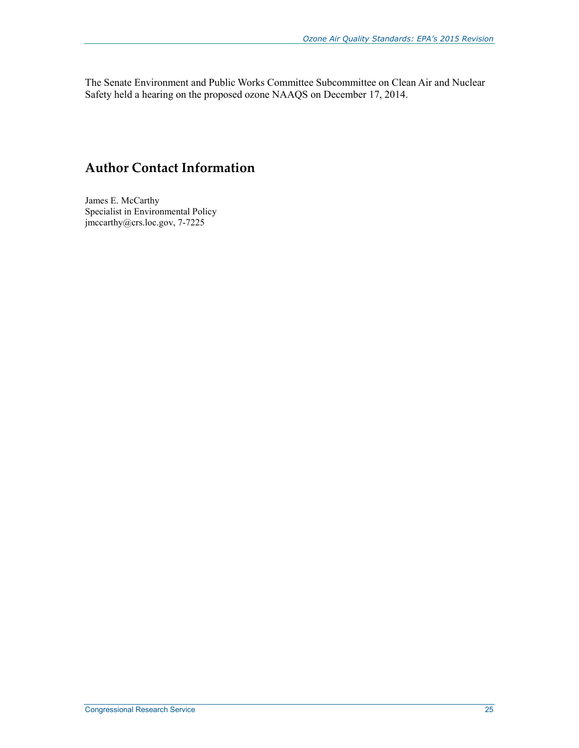The Senate Environment and Public Works Committee Subcommittee on Clean Air and Nuclear Safety held a hearing on the proposed ozone NAAQS on December 17, 2014.

## Author Contact Information

James E. McCarthy
Specialist in Environmental Policy
jmccarthy@crs.loc.gov, 7-7225